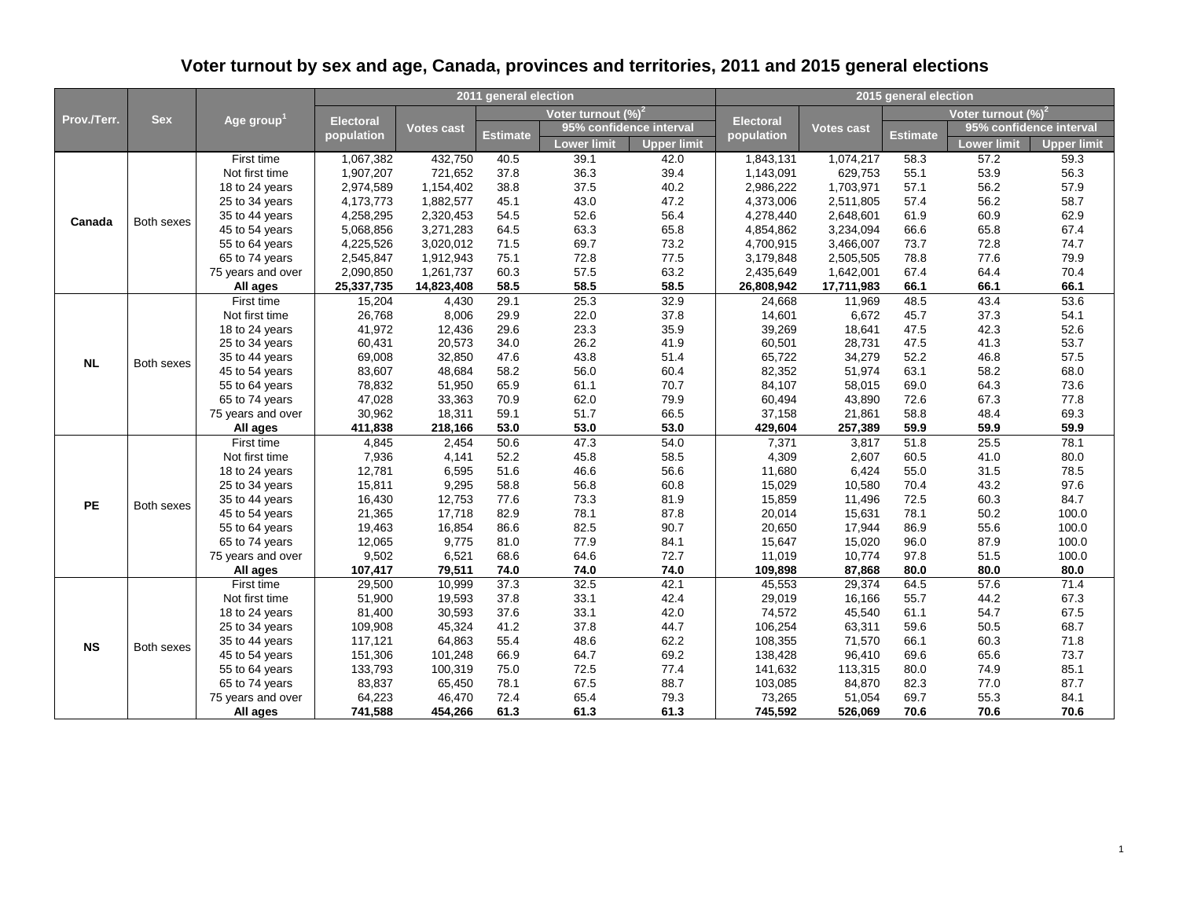# Voter turnout by sex and age, Canada, provinces and territories, 2011 and 2015 general elections

| Prov./Terr. | Sex | Age group[1] | 2011 general election | | | | | 2015 general election | | | | |
|---|---|---|---|---|---|---|---|---|---|---|---|---|
| | | | Electoral population | Votes cast | Voter turnout (%)[2] | | | Electoral population | Votes cast | Voter turnout (%)[2] | | |
| | | | | | Estimate | 95% confidence interval | | | | Estimate | 95% confidence interval | |
| | | | | | | Lower limit | Upper limit | | | | Lower limit | Upper limit |
| Canada | Both sexes | First time | 1,067,382 | 432,750 | 40.5 | 39.1 | 42.0 | 1,843,131 | 1,074,217 | 58.3 | 57.2 | 59.3 |
| | | Not first time | 1,907,207 | 721,652 | 37.8 | 36.3 | 39.4 | 1,143,091 | 629,753 | 55.1 | 53.9 | 56.3 |
| | | 18 to 24 years | 2,974,589 | 1,154,402 | 38.8 | 37.5 | 40.2 | 2,986,222 | 1,703,971 | 57.1 | 56.2 | 57.9 |
| | | 25 to 34 years | 4,173,773 | 1,882,577 | 45.1 | 43.0 | 47.2 | 4,373,006 | 2,511,805 | 57.4 | 56.2 | 58.7 |
| | | 35 to 44 years | 4,258,295 | 2,320,453 | 54.5 | 52.6 | 56.4 | 4,278,440 | 2,648,601 | 61.9 | 60.9 | 62.9 |
| | | 45 to 54 years | 5,068,856 | 3,271,283 | 64.5 | 63.3 | 65.8 | 4,854,862 | 3,234,094 | 66.6 | 65.8 | 67.4 |
| | | 55 to 64 years | 4,225,526 | 3,020,012 | 71.5 | 69.7 | 73.2 | 4,700,915 | 3,466,007 | 73.7 | 72.8 | 74.7 |
| | | 65 to 74 years | 2,545,847 | 1,912,943 | 75.1 | 72.8 | 77.5 | 3,179,848 | 2,505,505 | 78.8 | 77.6 | 79.9 |
| | | 75 years and over | 2,090,850 | 1,261,737 | 60.3 | 57.5 | 63.2 | 2,435,649 | 1,642,001 | 67.4 | 64.4 | 70.4 |
| | | **All ages** | **25,337,735** | **14,823,408** | **58.5** | **58.5** | **58.5** | **26,808,942** | **17,711,983** | **66.1** | **66.1** | **66.1** |
| NL | Both sexes | First time | 15,204 | 4,430 | 29.1 | 25.3 | 32.9 | 24,668 | 11,969 | 48.5 | 43.4 | 53.6 |
| | | Not first time | 26,768 | 8,006 | 29.9 | 22.0 | 37.8 | 14,601 | 6,672 | 45.7 | 37.3 | 54.1 |
| | | 18 to 24 years | 41,972 | 12,436 | 29.6 | 23.3 | 35.9 | 39,269 | 18,641 | 47.5 | 42.3 | 52.6 |
| | | 25 to 34 years | 60,431 | 20,573 | 34.0 | 26.2 | 41.9 | 60,501 | 28,731 | 47.5 | 41.3 | 53.7 |
| | | 35 to 44 years | 69,008 | 32,850 | 47.6 | 43.8 | 51.4 | 65,722 | 34,279 | 52.2 | 46.8 | 57.5 |
| | | 45 to 54 years | 83,607 | 48,684 | 58.2 | 56.0 | 60.4 | 82,352 | 51,974 | 63.1 | 58.2 | 68.0 |
| | | 55 to 64 years | 78,832 | 51,950 | 65.9 | 61.1 | 70.7 | 84,107 | 58,015 | 69.0 | 64.3 | 73.6 |
| | | 65 to 74 years | 47,028 | 33,363 | 70.9 | 62.0 | 79.9 | 60,494 | 43,890 | 72.6 | 67.3 | 77.8 |
| | | 75 years and over | 30,962 | 18,311 | 59.1 | 51.7 | 66.5 | 37,158 | 21,861 | 58.8 | 48.4 | 69.3 |
| | | **All ages** | **411,838** | **218,166** | **53.0** | **53.0** | **53.0** | **429,604** | **257,389** | **59.9** | **59.9** | **59.9** |
| PE | Both sexes | First time | 4,845 | 2,454 | 50.6 | 47.3 | 54.0 | 7,371 | 3,817 | 51.8 | 25.5 | 78.1 |
| | | Not first time | 7,936 | 4,141 | 52.2 | 45.8 | 58.5 | 4,309 | 2,607 | 60.5 | 41.0 | 80.0 |
| | | 18 to 24 years | 12,781 | 6,595 | 51.6 | 46.6 | 56.6 | 11,680 | 6,424 | 55.0 | 31.5 | 78.5 |
| | | 25 to 34 years | 15,811 | 9,295 | 58.8 | 56.8 | 60.8 | 15,029 | 10,580 | 70.4 | 43.2 | 97.6 |
| | | 35 to 44 years | 16,430 | 12,753 | 77.6 | 73.3 | 81.9 | 15,859 | 11,496 | 72.5 | 60.3 | 84.7 |
| | | 45 to 54 years | 21,365 | 17,718 | 82.9 | 78.1 | 87.8 | 20,014 | 15,631 | 78.1 | 50.2 | 100.0 |
| | | 55 to 64 years | 19,463 | 16,854 | 86.6 | 82.5 | 90.7 | 20,650 | 17,944 | 86.9 | 55.6 | 100.0 |
| | | 65 to 74 years | 12,065 | 9,775 | 81.0 | 77.9 | 84.1 | 15,647 | 15,020 | 96.0 | 87.9 | 100.0 |
| | | 75 years and over | 9,502 | 6,521 | 68.6 | 64.6 | 72.7 | 11,019 | 10,774 | 97.8 | 51.5 | 100.0 |
| | | **All ages** | **107,417** | **79,511** | **74.0** | **74.0** | **74.0** | **109,898** | **87,868** | **80.0** | **80.0** | **80.0** |
| NS | Both sexes | First time | 29,500 | 10,999 | 37.3 | 32.5 | 42.1 | 45,553 | 29,374 | 64.5 | 57.6 | 71.4 |
| | | Not first time | 51,900 | 19,593 | 37.8 | 33.1 | 42.4 | 29,019 | 16,166 | 55.7 | 44.2 | 67.3 |
| | | 18 to 24 years | 81,400 | 30,593 | 37.6 | 33.1 | 42.0 | 74,572 | 45,540 | 61.1 | 54.7 | 67.5 |
| | | 25 to 34 years | 109,908 | 45,324 | 41.2 | 37.8 | 44.7 | 106,254 | 63,311 | 59.6 | 50.5 | 68.7 |
| | | 35 to 44 years | 117,121 | 64,863 | 55.4 | 48.6 | 62.2 | 108,355 | 71,570 | 66.1 | 60.3 | 71.8 |
| | | 45 to 54 years | 151,306 | 101,248 | 66.9 | 64.7 | 69.2 | 138,428 | 96,410 | 69.6 | 65.6 | 73.7 |
| | | 55 to 64 years | 133,793 | 100,319 | 75.0 | 72.5 | 77.4 | 141,632 | 113,315 | 80.0 | 74.9 | 85.1 |
| | | 65 to 74 years | 83,837 | 65,450 | 78.1 | 67.5 | 88.7 | 103,085 | 84,870 | 82.3 | 77.0 | 87.7 |
| | | 75 years and over | 64,223 | 46,470 | 72.4 | 65.4 | 79.3 | 73,265 | 51,054 | 69.7 | 55.3 | 84.1 |
| | | **All ages** | **741,588** | **454,266** | **61.3** | **61.3** | **61.3** | **745,592** | **526,069** | **70.6** | **70.6** | **70.6** |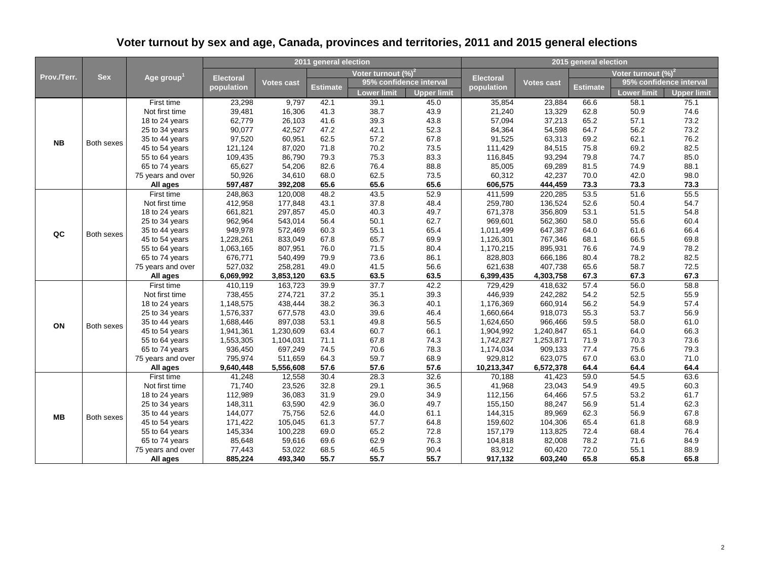# Voter turnout by sex and age, Canada, provinces and territories, 2011 and 2015 general elections

| Prov./Terr. | Sex | Age group[1] | 2011 general election | | | | | 2015 general election | | | | |
|---|---|---|---|---|---|---|---|---|---|---|---|---|
| | | | Electoral population | Votes cast | Voter turnout (%)[2] | | | Electoral population | Votes cast | Voter turnout (%)[2] | | |
| | | | | | Estimate | 95% confidence interval | | | | Estimate | 95% confidence interval | |
| | | | | | | Lower limit | Upper limit | | | | Lower limit | Upper limit |
| NB | Both sexes | First time | 23,298 | 9,797 | 42.1 | 39.1 | 45.0 | 35,854 | 23,884 | 66.6 | 58.1 | 75.1 |
| | | Not first time | 39,481 | 16,306 | 41.3 | 38.7 | 43.9 | 21,240 | 13,329 | 62.8 | 50.9 | 74.6 |
| | | 18 to 24 years | 62,779 | 26,103 | 41.6 | 39.3 | 43.8 | 57,094 | 37,213 | 65.2 | 57.1 | 73.2 |
| | | 25 to 34 years | 90,077 | 42,527 | 47.2 | 42.1 | 52.3 | 84,364 | 54,598 | 64.7 | 56.2 | 73.2 |
| | | 35 to 44 years | 97,520 | 60,951 | 62.5 | 57.2 | 67.8 | 91,525 | 63,313 | 69.2 | 62.1 | 76.2 |
| | | 45 to 54 years | 121,124 | 87,020 | 71.8 | 70.2 | 73.5 | 111,429 | 84,515 | 75.8 | 69.2 | 82.5 |
| | | 55 to 64 years | 109,435 | 86,790 | 79.3 | 75.3 | 83.3 | 116,845 | 93,294 | 79.8 | 74.7 | 85.0 |
| | | 65 to 74 years | 65,627 | 54,206 | 82.6 | 76.4 | 88.8 | 85,005 | 69,289 | 81.5 | 74.9 | 88.1 |
| | | 75 years and over | 50,926 | 34,610 | 68.0 | 62.5 | 73.5 | 60,312 | 42,237 | 70.0 | 42.0 | 98.0 |
| | | **All ages** | **597,487** | **392,208** | **65.6** | **65.6** | **65.6** | **606,575** | **444,459** | **73.3** | **73.3** | **73.3** |
| QC | Both sexes | First time | 248,863 | 120,008 | 48.2 | 43.5 | 52.9 | 411,599 | 220,285 | 53.5 | 51.6 | 55.5 |
| | | Not first time | 412,958 | 177,848 | 43.1 | 37.8 | 48.4 | 259,780 | 136,524 | 52.6 | 50.4 | 54.7 |
| | | 18 to 24 years | 661,821 | 297,857 | 45.0 | 40.3 | 49.7 | 671,378 | 356,809 | 53.1 | 51.5 | 54.8 |
| | | 25 to 34 years | 962,964 | 543,014 | 56.4 | 50.1 | 62.7 | 969,601 | 562,360 | 58.0 | 55.6 | 60.4 |
| | | 35 to 44 years | 949,978 | 572,469 | 60.3 | 55.1 | 65.4 | 1,011,499 | 647,387 | 64.0 | 61.6 | 66.4 |
| | | 45 to 54 years | 1,228,261 | 833,049 | 67.8 | 65.7 | 69.9 | 1,126,301 | 767,346 | 68.1 | 66.5 | 69.8 |
| | | 55 to 64 years | 1,063,165 | 807,951 | 76.0 | 71.5 | 80.4 | 1,170,215 | 895,931 | 76.6 | 74.9 | 78.2 |
| | | 65 to 74 years | 676,771 | 540,499 | 79.9 | 73.6 | 86.1 | 828,803 | 666,186 | 80.4 | 78.2 | 82.5 |
| | | 75 years and over | 527,032 | 258,281 | 49.0 | 41.5 | 56.6 | 621,638 | 407,738 | 65.6 | 58.7 | 72.5 |
| | | **All ages** | **6,069,992** | **3,853,120** | **63.5** | **63.5** | **63.5** | **6,399,435** | **4,303,758** | **67.3** | **67.3** | **67.3** |
| ON | Both sexes | First time | 410,119 | 163,723 | 39.9 | 37.7 | 42.2 | 729,429 | 418,632 | 57.4 | 56.0 | 58.8 |
| | | Not first time | 738,455 | 274,721 | 37.2 | 35.1 | 39.3 | 446,939 | 242,282 | 54.2 | 52.5 | 55.9 |
| | | 18 to 24 years | 1,148,575 | 438,444 | 38.2 | 36.3 | 40.1 | 1,176,369 | 660,914 | 56.2 | 54.9 | 57.4 |
| | | 25 to 34 years | 1,576,337 | 677,578 | 43.0 | 39.6 | 46.4 | 1,660,664 | 918,073 | 55.3 | 53.7 | 56.9 |
| | | 35 to 44 years | 1,688,446 | 897,038 | 53.1 | 49.8 | 56.5 | 1,624,650 | 966,466 | 59.5 | 58.0 | 61.0 |
| | | 45 to 54 years | 1,941,361 | 1,230,609 | 63.4 | 60.7 | 66.1 | 1,904,992 | 1,240,847 | 65.1 | 64.0 | 66.3 |
| | | 55 to 64 years | 1,553,305 | 1,104,031 | 71.1 | 67.8 | 74.3 | 1,742,827 | 1,253,871 | 71.9 | 70.3 | 73.6 |
| | | 65 to 74 years | 936,450 | 697,249 | 74.5 | 70.6 | 78.3 | 1,174,034 | 909,133 | 77.4 | 75.6 | 79.3 |
| | | 75 years and over | 795,974 | 511,659 | 64.3 | 59.7 | 68.9 | 929,812 | 623,075 | 67.0 | 63.0 | 71.0 |
| | | **All ages** | **9,640,448** | **5,556,608** | **57.6** | **57.6** | **57.6** | **10,213,347** | **6,572,378** | **64.4** | **64.4** | **64.4** |
| MB | Both sexes | First time | 41,248 | 12,558 | 30.4 | 28.3 | 32.6 | 70,188 | 41,423 | 59.0 | 54.5 | 63.6 |
| | | Not first time | 71,740 | 23,526 | 32.8 | 29.1 | 36.5 | 41,968 | 23,043 | 54.9 | 49.5 | 60.3 |
| | | 18 to 24 years | 112,989 | 36,083 | 31.9 | 29.0 | 34.9 | 112,156 | 64,466 | 57.5 | 53.2 | 61.7 |
| | | 25 to 34 years | 148,311 | 63,590 | 42.9 | 36.0 | 49.7 | 155,150 | 88,247 | 56.9 | 51.4 | 62.3 |
| | | 35 to 44 years | 144,077 | 75,756 | 52.6 | 44.0 | 61.1 | 144,315 | 89,969 | 62.3 | 56.9 | 67.8 |
| | | 45 to 54 years | 171,422 | 105,045 | 61.3 | 57.7 | 64.8 | 159,602 | 104,306 | 65.4 | 61.8 | 68.9 |
| | | 55 to 64 years | 145,334 | 100,228 | 69.0 | 65.2 | 72.8 | 157,179 | 113,825 | 72.4 | 68.4 | 76.4 |
| | | 65 to 74 years | 85,648 | 59,616 | 69.6 | 62.9 | 76.3 | 104,818 | 82,008 | 78.2 | 71.6 | 84.9 |
| | | 75 years and over | 77,443 | 53,022 | 68.5 | 46.5 | 90.4 | 83,912 | 60,420 | 72.0 | 55.1 | 88.9 |
| | | **All ages** | **885,224** | **493,340** | **55.7** | **55.7** | **55.7** | **917,132** | **603,240** | **65.8** | **65.8** | **65.8** |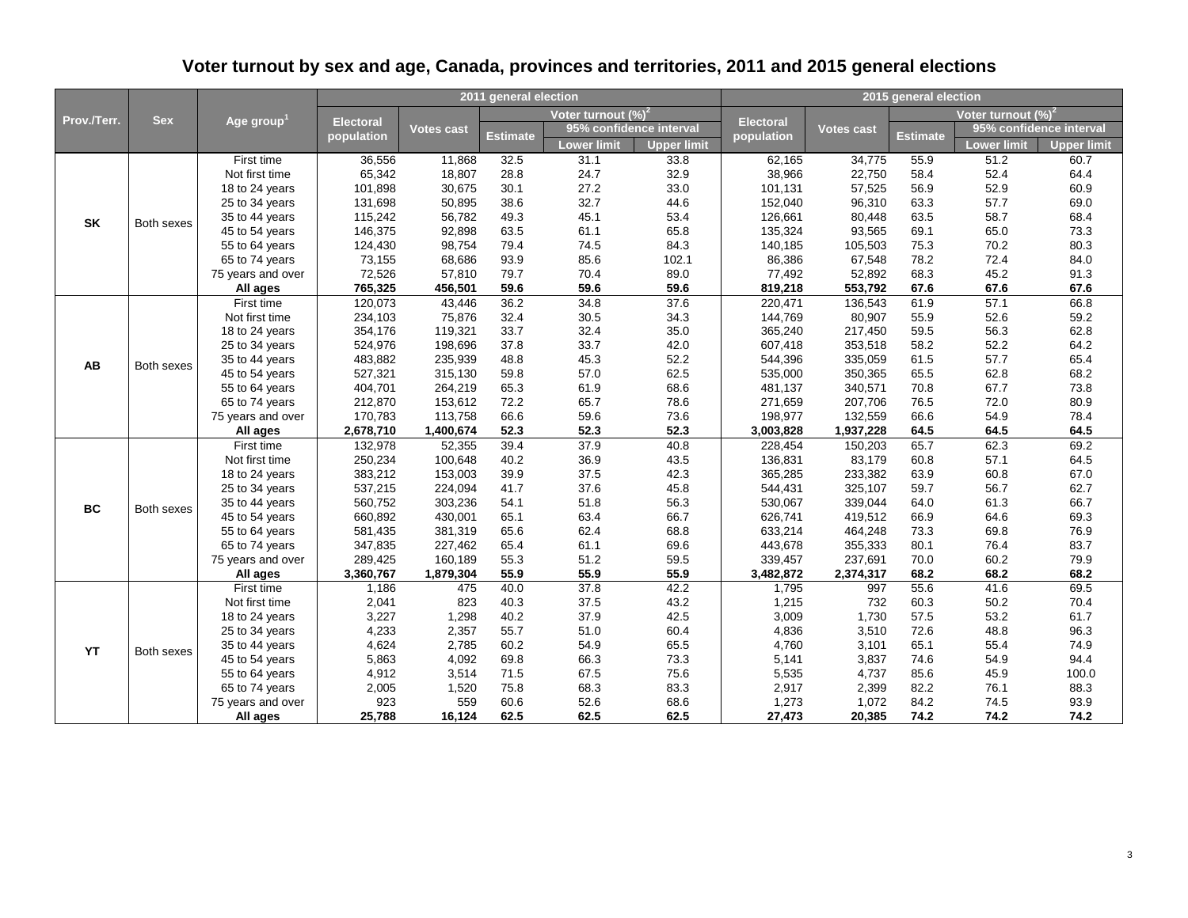# Voter turnout by sex and age, Canada, provinces and territories, 2011 and 2015 general elections

| Prov./Terr. | Sex | Age group[1] | 2011 general election | | | | | 2015 general election | | | | |
|---|---|---|---|---|---|---|---|---|---|---|---|---|
| | | | Electoral population | Votes cast | Voter turnout (%)[2] | | | Electoral population | Votes cast | Voter turnout (%)[2] | | |
| | | | | | Estimate | 95% confidence interval | | | | Estimate | 95% confidence interval | |
| | | | | | | Lower limit | Upper limit | | | | Lower limit | Upper limit |
| SK | Both sexes | First time | 36,556 | 11,868 | 32.5 | 31.1 | 33.8 | 62,165 | 34,775 | 55.9 | 51.2 | 60.7 |
| | | Not first time | 65,342 | 18,807 | 28.8 | 24.7 | 32.9 | 38,966 | 22,750 | 58.4 | 52.4 | 64.4 |
| | | 18 to 24 years | 101,898 | 30,675 | 30.1 | 27.2 | 33.0 | 101,131 | 57,525 | 56.9 | 52.9 | 60.9 |
| | | 25 to 34 years | 131,698 | 50,895 | 38.6 | 32.7 | 44.6 | 152,040 | 96,310 | 63.3 | 57.7 | 69.0 |
| | | 35 to 44 years | 115,242 | 56,782 | 49.3 | 45.1 | 53.4 | 126,661 | 80,448 | 63.5 | 58.7 | 68.4 |
| | | 45 to 54 years | 146,375 | 92,898 | 63.5 | 61.1 | 65.8 | 135,324 | 93,565 | 69.1 | 65.0 | 73.3 |
| | | 55 to 64 years | 124,430 | 98,754 | 79.4 | 74.5 | 84.3 | 140,185 | 105,503 | 75.3 | 70.2 | 80.3 |
| | | 65 to 74 years | 73,155 | 68,686 | 93.9 | 85.6 | 102.1 | 86,386 | 67,548 | 78.2 | 72.4 | 84.0 |
| | | 75 years and over | 72,526 | 57,810 | 79.7 | 70.4 | 89.0 | 77,492 | 52,892 | 68.3 | 45.2 | 91.3 |
| | | **All ages** | **765,325** | **456,501** | **59.6** | **59.6** | **59.6** | **819,218** | **553,792** | **67.6** | **67.6** | **67.6** |
| AB | Both sexes | First time | 120,073 | 43,446 | 36.2 | 34.8 | 37.6 | 220,471 | 136,543 | 61.9 | 57.1 | 66.8 |
| | | Not first time | 234,103 | 75,876 | 32.4 | 30.5 | 34.3 | 144,769 | 80,907 | 55.9 | 52.6 | 59.2 |
| | | 18 to 24 years | 354,176 | 119,321 | 33.7 | 32.4 | 35.0 | 365,240 | 217,450 | 59.5 | 56.3 | 62.8 |
| | | 25 to 34 years | 524,976 | 198,696 | 37.8 | 33.7 | 42.0 | 607,418 | 353,518 | 58.2 | 52.2 | 64.2 |
| | | 35 to 44 years | 483,882 | 235,939 | 48.8 | 45.3 | 52.2 | 544,396 | 335,059 | 61.5 | 57.7 | 65.4 |
| | | 45 to 54 years | 527,321 | 315,130 | 59.8 | 57.0 | 62.5 | 535,000 | 350,365 | 65.5 | 62.8 | 68.2 |
| | | 55 to 64 years | 404,701 | 264,219 | 65.3 | 61.9 | 68.6 | 481,137 | 340,571 | 70.8 | 67.7 | 73.8 |
| | | 65 to 74 years | 212,870 | 153,612 | 72.2 | 65.7 | 78.6 | 271,659 | 207,706 | 76.5 | 72.0 | 80.9 |
| | | 75 years and over | 170,783 | 113,758 | 66.6 | 59.6 | 73.6 | 198,977 | 132,559 | 66.6 | 54.9 | 78.4 |
| | | **All ages** | **2,678,710** | **1,400,674** | **52.3** | **52.3** | **52.3** | **3,003,828** | **1,937,228** | **64.5** | **64.5** | **64.5** |
| BC | Both sexes | First time | 132,978 | 52,355 | 39.4 | 37.9 | 40.8 | 228,454 | 150,203 | 65.7 | 62.3 | 69.2 |
| | | Not first time | 250,234 | 100,648 | 40.2 | 36.9 | 43.5 | 136,831 | 83,179 | 60.8 | 57.1 | 64.5 |
| | | 18 to 24 years | 383,212 | 153,003 | 39.9 | 37.5 | 42.3 | 365,285 | 233,382 | 63.9 | 60.8 | 67.0 |
| | | 25 to 34 years | 537,215 | 224,094 | 41.7 | 37.6 | 45.8 | 544,431 | 325,107 | 59.7 | 56.7 | 62.7 |
| | | 35 to 44 years | 560,752 | 303,236 | 54.1 | 51.8 | 56.3 | 530,067 | 339,044 | 64.0 | 61.3 | 66.7 |
| | | 45 to 54 years | 660,892 | 430,001 | 65.1 | 63.4 | 66.7 | 626,741 | 419,512 | 66.9 | 64.6 | 69.3 |
| | | 55 to 64 years | 581,435 | 381,319 | 65.6 | 62.4 | 68.8 | 633,214 | 464,248 | 73.3 | 69.8 | 76.9 |
| | | 65 to 74 years | 347,835 | 227,462 | 65.4 | 61.1 | 69.6 | 443,678 | 355,333 | 80.1 | 76.4 | 83.7 |
| | | 75 years and over | 289,425 | 160,189 | 55.3 | 51.2 | 59.5 | 339,457 | 237,691 | 70.0 | 60.2 | 79.9 |
| | | **All ages** | **3,360,767** | **1,879,304** | **55.9** | **55.9** | **55.9** | **3,482,872** | **2,374,317** | **68.2** | **68.2** | **68.2** |
| YT | Both sexes | First time | 1,186 | 475 | 40.0 | 37.8 | 42.2 | 1,795 | 997 | 55.6 | 41.6 | 69.5 |
| | | Not first time | 2,041 | 823 | 40.3 | 37.5 | 43.2 | 1,215 | 732 | 60.3 | 50.2 | 70.4 |
| | | 18 to 24 years | 3,227 | 1,298 | 40.2 | 37.9 | 42.5 | 3,009 | 1,730 | 57.5 | 53.2 | 61.7 |
| | | 25 to 34 years | 4,233 | 2,357 | 55.7 | 51.0 | 60.4 | 4,836 | 3,510 | 72.6 | 48.8 | 96.3 |
| | | 35 to 44 years | 4,624 | 2,785 | 60.2 | 54.9 | 65.5 | 4,760 | 3,101 | 65.1 | 55.4 | 74.9 |
| | | 45 to 54 years | 5,863 | 4,092 | 69.8 | 66.3 | 73.3 | 5,141 | 3,837 | 74.6 | 54.9 | 94.4 |
| | | 55 to 64 years | 4,912 | 3,514 | 71.5 | 67.5 | 75.6 | 5,535 | 4,737 | 85.6 | 45.9 | 100.0 |
| | | 65 to 74 years | 2,005 | 1,520 | 75.8 | 68.3 | 83.3 | 2,917 | 2,399 | 82.2 | 76.1 | 88.3 |
| | | 75 years and over | 923 | 559 | 60.6 | 52.6 | 68.6 | 1,273 | 1,072 | 84.2 | 74.5 | 93.9 |
| | | **All ages** | **25,788** | **16,124** | **62.5** | **62.5** | **62.5** | **27,473** | **20,385** | **74.2** | **74.2** | **74.2** |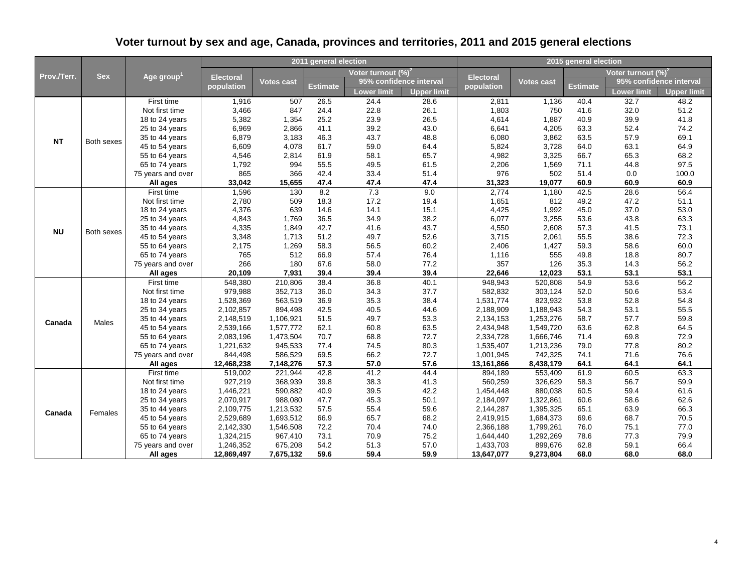# Voter turnout by sex and age, Canada, provinces and territories, 2011 and 2015 general elections

| Prov./Terr. | Sex | Age group[1] | 2011 general election | | | | | 2015 general election | | | | |
|---|---|---|---|---|---|---|---|---|---|---|---|---|
| | | | Electoral population | Votes cast | Voter turnout (%)[2] | | | Electoral population | Votes cast | Voter turnout (%)[2] | | |
| | | | | | Estimate | 95% confidence interval | | | | Estimate | 95% confidence interval | |
| | | | | | | Lower limit | Upper limit | | | | Lower limit | Upper limit |
| NT | Both sexes | First time | 1,916 | 507 | 26.5 | 24.4 | 28.6 | 2,811 | 1,136 | 40.4 | 32.7 | 48.2 |
| | | Not first time | 3,466 | 847 | 24.4 | 22.8 | 26.1 | 1,803 | 750 | 41.6 | 32.0 | 51.2 |
| | | 18 to 24 years | 5,382 | 1,354 | 25.2 | 23.9 | 26.5 | 4,614 | 1,887 | 40.9 | 39.9 | 41.8 |
| | | 25 to 34 years | 6,969 | 2,866 | 41.1 | 39.2 | 43.0 | 6,641 | 4,205 | 63.3 | 52.4 | 74.2 |
| | | 35 to 44 years | 6,879 | 3,183 | 46.3 | 43.7 | 48.8 | 6,080 | 3,862 | 63.5 | 57.9 | 69.1 |
| | | 45 to 54 years | 6,609 | 4,078 | 61.7 | 59.0 | 64.4 | 5,824 | 3,728 | 64.0 | 63.1 | 64.9 |
| | | 55 to 64 years | 4,546 | 2,814 | 61.9 | 58.1 | 65.7 | 4,982 | 3,325 | 66.7 | 65.3 | 68.2 |
| | | 65 to 74 years | 1,792 | 994 | 55.5 | 49.5 | 61.5 | 2,206 | 1,569 | 71.1 | 44.8 | 97.5 |
| | | 75 years and over | 865 | 366 | 42.4 | 33.4 | 51.4 | 976 | 502 | 51.4 | 0.0 | 100.0 |
| | | **All ages** | **33,042** | **15,655** | **47.4** | **47.4** | **47.4** | **31,323** | **19,077** | **60.9** | **60.9** | **60.9** |
| NU | Both sexes | First time | 1,596 | 130 | 8.2 | 7.3 | 9.0 | 2,774 | 1,180 | 42.5 | 28.6 | 56.4 |
| | | Not first time | 2,780 | 509 | 18.3 | 17.2 | 19.4 | 1,651 | 812 | 49.2 | 47.2 | 51.1 |
| | | 18 to 24 years | 4,376 | 639 | 14.6 | 14.1 | 15.1 | 4,425 | 1,992 | 45.0 | 37.0 | 53.0 |
| | | 25 to 34 years | 4,843 | 1,769 | 36.5 | 34.9 | 38.2 | 6,077 | 3,255 | 53.6 | 43.8 | 63.3 |
| | | 35 to 44 years | 4,335 | 1,849 | 42.7 | 41.6 | 43.7 | 4,550 | 2,608 | 57.3 | 41.5 | 73.1 |
| | | 45 to 54 years | 3,348 | 1,713 | 51.2 | 49.7 | 52.6 | 3,715 | 2,061 | 55.5 | 38.6 | 72.3 |
| | | 55 to 64 years | 2,175 | 1,269 | 58.3 | 56.5 | 60.2 | 2,406 | 1,427 | 59.3 | 58.6 | 60.0 |
| | | 65 to 74 years | 765 | 512 | 66.9 | 57.4 | 76.4 | 1,116 | 555 | 49.8 | 18.8 | 80.7 |
| | | 75 years and over | 266 | 180 | 67.6 | 58.0 | 77.2 | 357 | 126 | 35.3 | 14.3 | 56.2 |
| | | **All ages** | **20,109** | **7,931** | **39.4** | **39.4** | **39.4** | **22,646** | **12,023** | **53.1** | **53.1** | **53.1** |
| Canada | Males | First time | 548,380 | 210,806 | 38.4 | 36.8 | 40.1 | 948,943 | 520,808 | 54.9 | 53.6 | 56.2 |
| | | Not first time | 979,988 | 352,713 | 36.0 | 34.3 | 37.7 | 582,832 | 303,124 | 52.0 | 50.6 | 53.4 |
| | | 18 to 24 years | 1,528,369 | 563,519 | 36.9 | 35.3 | 38.4 | 1,531,774 | 823,932 | 53.8 | 52.8 | 54.8 |
| | | 25 to 34 years | 2,102,857 | 894,498 | 42.5 | 40.5 | 44.6 | 2,188,909 | 1,188,943 | 54.3 | 53.1 | 55.5 |
| | | 35 to 44 years | 2,148,519 | 1,106,921 | 51.5 | 49.7 | 53.3 | 2,134,153 | 1,253,276 | 58.7 | 57.7 | 59.8 |
| | | 45 to 54 years | 2,539,166 | 1,577,772 | 62.1 | 60.8 | 63.5 | 2,434,948 | 1,549,720 | 63.6 | 62.8 | 64.5 |
| | | 55 to 64 years | 2,083,196 | 1,473,504 | 70.7 | 68.8 | 72.7 | 2,334,728 | 1,666,746 | 71.4 | 69.8 | 72.9 |
| | | 65 to 74 years | 1,221,632 | 945,533 | 77.4 | 74.5 | 80.3 | 1,535,407 | 1,213,236 | 79.0 | 77.8 | 80.2 |
| | | 75 years and over | 844,498 | 586,529 | 69.5 | 66.2 | 72.7 | 1,001,945 | 742,325 | 74.1 | 71.6 | 76.6 |
| | | **All ages** | **12,468,238** | **7,148,276** | **57.3** | **57.0** | **57.6** | **13,161,866** | **8,438,179** | **64.1** | **64.1** | **64.1** |
| Canada | Females | First time | 519,002 | 221,944 | 42.8 | 41.2 | 44.4 | 894,189 | 553,409 | 61.9 | 60.5 | 63.3 |
| | | Not first time | 927,219 | 368,939 | 39.8 | 38.3 | 41.3 | 560,259 | 326,629 | 58.3 | 56.7 | 59.9 |
| | | 18 to 24 years | 1,446,221 | 590,882 | 40.9 | 39.5 | 42.2 | 1,454,448 | 880,038 | 60.5 | 59.4 | 61.6 |
| | | 25 to 34 years | 2,070,917 | 988,080 | 47.7 | 45.3 | 50.1 | 2,184,097 | 1,322,861 | 60.6 | 58.6 | 62.6 |
| | | 35 to 44 years | 2,109,775 | 1,213,532 | 57.5 | 55.4 | 59.6 | 2,144,287 | 1,395,325 | 65.1 | 63.9 | 66.3 |
| | | 45 to 54 years | 2,529,689 | 1,693,512 | 66.9 | 65.7 | 68.2 | 2,419,915 | 1,684,373 | 69.6 | 68.7 | 70.5 |
| | | 55 to 64 years | 2,142,330 | 1,546,508 | 72.2 | 70.4 | 74.0 | 2,366,188 | 1,799,261 | 76.0 | 75.1 | 77.0 |
| | | 65 to 74 years | 1,324,215 | 967,410 | 73.1 | 70.9 | 75.2 | 1,644,440 | 1,292,269 | 78.6 | 77.3 | 79.9 |
| | | 75 years and over | 1,246,352 | 675,208 | 54.2 | 51.3 | 57.0 | 1,433,703 | 899,676 | 62.8 | 59.1 | 66.4 |
| | | **All ages** | **12,869,497** | **7,675,132** | **59.6** | **59.4** | **59.9** | **13,647,077** | **9,273,804** | **68.0** | **68.0** | **68.0** |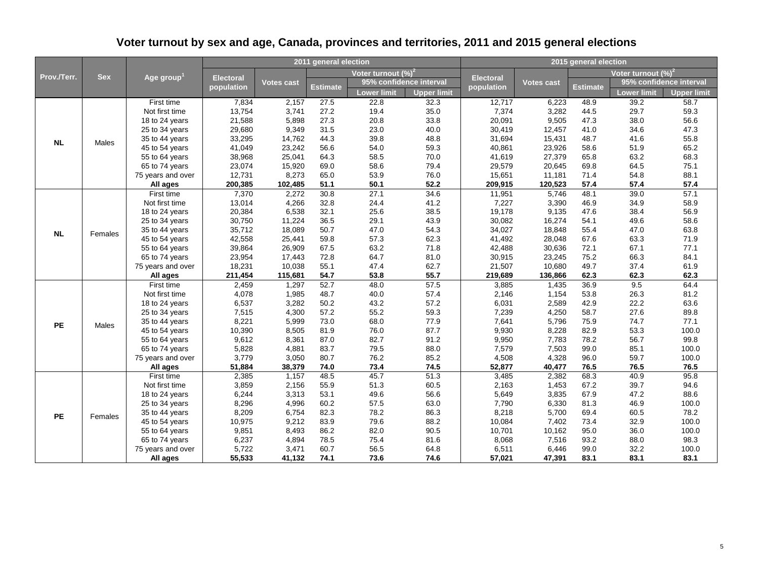# Voter turnout by sex and age, Canada, provinces and territories, 2011 and 2015 general elections

| Prov./Terr. | Sex | Age group[1] | 2011 general election | | | | | 2015 general election | | | | |
|---|---|---|---|---|---|---|---|---|---|---|---|---|
| | | | Electoral population | Votes cast | Voter turnout (%)[2] | | | Electoral population | Votes cast | Voter turnout (%)[2] | | |
| | | | | | Estimate | 95% confidence interval | | | | Estimate | 95% confidence interval | |
| | | | | | | Lower limit | Upper limit | | | | Lower limit | Upper limit |
| NL | Males | First time | 7,834 | 2,157 | 27.5 | 22.8 | 32.3 | 12,717 | 6,223 | 48.9 | 39.2 | 58.7 |
| | | Not first time | 13,754 | 3,741 | 27.2 | 19.4 | 35.0 | 7,374 | 3,282 | 44.5 | 29.7 | 59.3 |
| | | 18 to 24 years | 21,588 | 5,898 | 27.3 | 20.8 | 33.8 | 20,091 | 9,505 | 47.3 | 38.0 | 56.6 |
| | | 25 to 34 years | 29,680 | 9,349 | 31.5 | 23.0 | 40.0 | 30,419 | 12,457 | 41.0 | 34.6 | 47.3 |
| | | 35 to 44 years | 33,295 | 14,762 | 44.3 | 39.8 | 48.8 | 31,694 | 15,431 | 48.7 | 41.6 | 55.8 |
| | | 45 to 54 years | 41,049 | 23,242 | 56.6 | 54.0 | 59.3 | 40,861 | 23,926 | 58.6 | 51.9 | 65.2 |
| | | 55 to 64 years | 38,968 | 25,041 | 64.3 | 58.5 | 70.0 | 41,619 | 27,379 | 65.8 | 63.2 | 68.3 |
| | | 65 to 74 years | 23,074 | 15,920 | 69.0 | 58.6 | 79.4 | 29,579 | 20,645 | 69.8 | 64.5 | 75.1 |
| | | 75 years and over | 12,731 | 8,273 | 65.0 | 53.9 | 76.0 | 15,651 | 11,181 | 71.4 | 54.8 | 88.1 |
| | | **All ages** | **200,385** | **102,485** | **51.1** | **50.1** | **52.2** | **209,915** | **120,523** | **57.4** | **57.4** | **57.4** |
| NL | Females | First time | 7,370 | 2,272 | 30.8 | 27.1 | 34.6 | 11,951 | 5,746 | 48.1 | 39.0 | 57.1 |
| | | Not first time | 13,014 | 4,266 | 32.8 | 24.4 | 41.2 | 7,227 | 3,390 | 46.9 | 34.9 | 58.9 |
| | | 18 to 24 years | 20,384 | 6,538 | 32.1 | 25.6 | 38.5 | 19,178 | 9,135 | 47.6 | 38.4 | 56.9 |
| | | 25 to 34 years | 30,750 | 11,224 | 36.5 | 29.1 | 43.9 | 30,082 | 16,274 | 54.1 | 49.6 | 58.6 |
| | | 35 to 44 years | 35,712 | 18,089 | 50.7 | 47.0 | 54.3 | 34,027 | 18,848 | 55.4 | 47.0 | 63.8 |
| | | 45 to 54 years | 42,558 | 25,441 | 59.8 | 57.3 | 62.3 | 41,492 | 28,048 | 67.6 | 63.3 | 71.9 |
| | | 55 to 64 years | 39,864 | 26,909 | 67.5 | 63.2 | 71.8 | 42,488 | 30,636 | 72.1 | 67.1 | 77.1 |
| | | 65 to 74 years | 23,954 | 17,443 | 72.8 | 64.7 | 81.0 | 30,915 | 23,245 | 75.2 | 66.3 | 84.1 |
| | | 75 years and over | 18,231 | 10,038 | 55.1 | 47.4 | 62.7 | 21,507 | 10,680 | 49.7 | 37.4 | 61.9 |
| | | **All ages** | **211,454** | **115,681** | **54.7** | **53.8** | **55.7** | **219,689** | **136,866** | **62.3** | **62.3** | **62.3** |
| PE | Males | First time | 2,459 | 1,297 | 52.7 | 48.0 | 57.5 | 3,885 | 1,435 | 36.9 | 9.5 | 64.4 |
| | | Not first time | 4,078 | 1,985 | 48.7 | 40.0 | 57.4 | 2,146 | 1,154 | 53.8 | 26.3 | 81.2 |
| | | 18 to 24 years | 6,537 | 3,282 | 50.2 | 43.2 | 57.2 | 6,031 | 2,589 | 42.9 | 22.2 | 63.6 |
| | | 25 to 34 years | 7,515 | 4,300 | 57.2 | 55.2 | 59.3 | 7,239 | 4,250 | 58.7 | 27.6 | 89.8 |
| | | 35 to 44 years | 8,221 | 5,999 | 73.0 | 68.0 | 77.9 | 7,641 | 5,796 | 75.9 | 74.7 | 77.1 |
| | | 45 to 54 years | 10,390 | 8,505 | 81.9 | 76.0 | 87.7 | 9,930 | 8,228 | 82.9 | 53.3 | 100.0 |
| | | 55 to 64 years | 9,612 | 8,361 | 87.0 | 82.7 | 91.2 | 9,950 | 7,783 | 78.2 | 56.7 | 99.8 |
| | | 65 to 74 years | 5,828 | 4,881 | 83.7 | 79.5 | 88.0 | 7,579 | 7,503 | 99.0 | 85.1 | 100.0 |
| | | 75 years and over | 3,779 | 3,050 | 80.7 | 76.2 | 85.2 | 4,508 | 4,328 | 96.0 | 59.7 | 100.0 |
| | | **All ages** | **51,884** | **38,379** | **74.0** | **73.4** | **74.5** | **52,877** | **40,477** | **76.5** | **76.5** | **76.5** |
| PE | Females | First time | 2,385 | 1,157 | 48.5 | 45.7 | 51.3 | 3,485 | 2,382 | 68.3 | 40.9 | 95.8 |
| | | Not first time | 3,859 | 2,156 | 55.9 | 51.3 | 60.5 | 2,163 | 1,453 | 67.2 | 39.7 | 94.6 |
| | | 18 to 24 years | 6,244 | 3,313 | 53.1 | 49.6 | 56.6 | 5,649 | 3,835 | 67.9 | 47.2 | 88.6 |
| | | 25 to 34 years | 8,296 | 4,996 | 60.2 | 57.5 | 63.0 | 7,790 | 6,330 | 81.3 | 46.9 | 100.0 |
| | | 35 to 44 years | 8,209 | 6,754 | 82.3 | 78.2 | 86.3 | 8,218 | 5,700 | 69.4 | 60.5 | 78.2 |
| | | 45 to 54 years | 10,975 | 9,212 | 83.9 | 79.6 | 88.2 | 10,084 | 7,402 | 73.4 | 32.9 | 100.0 |
| | | 55 to 64 years | 9,851 | 8,493 | 86.2 | 82.0 | 90.5 | 10,701 | 10,162 | 95.0 | 36.0 | 100.0 |
| | | 65 to 74 years | 6,237 | 4,894 | 78.5 | 75.4 | 81.6 | 8,068 | 7,516 | 93.2 | 88.0 | 98.3 |
| | | 75 years and over | 5,722 | 3,471 | 60.7 | 56.5 | 64.8 | 6,511 | 6,446 | 99.0 | 32.2 | 100.0 |
| | | **All ages** | **55,533** | **41,132** | **74.1** | **73.6** | **74.6** | **57,021** | **47,391** | **83.1** | **83.1** | **83.1** |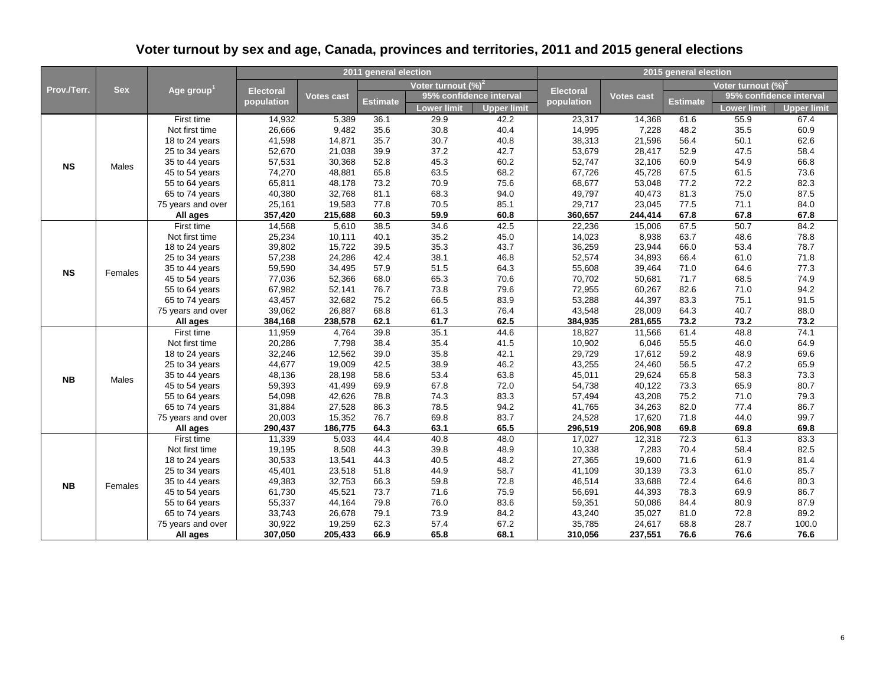## Voter turnout by sex and age, Canada, provinces and territories, 2011 and 2015 general elections

| Prov./Terr. | Sex | Age group[1] | 2011 general election | | | | | 2015 general election | | | | |
|---|---|---|---|---|---|---|---|---|---|---|---|---|
| | | | Electoral population | Votes cast | Voter turnout (%)[2] | | | Electoral population | Votes cast | Voter turnout (%)[2] | | |
| | | | | | Estimate | 95% confidence interval | | | | Estimate | 95% confidence interval | |
| | | | | | | Lower limit | Upper limit | | | | Lower limit | Upper limit |
| NS | Males | First time | 14,932 | 5,389 | 36.1 | 29.9 | 42.2 | 23,317 | 14,368 | 61.6 | 55.9 | 67.4 |
| | | Not first time | 26,666 | 9,482 | 35.6 | 30.8 | 40.4 | 14,995 | 7,228 | 48.2 | 35.5 | 60.9 |
| | | 18 to 24 years | 41,598 | 14,871 | 35.7 | 30.7 | 40.8 | 38,313 | 21,596 | 56.4 | 50.1 | 62.6 |
| | | 25 to 34 years | 52,670 | 21,038 | 39.9 | 37.2 | 42.7 | 53,679 | 28,417 | 52.9 | 47.5 | 58.4 |
| | | 35 to 44 years | 57,531 | 30,368 | 52.8 | 45.3 | 60.2 | 52,747 | 32,106 | 60.9 | 54.9 | 66.8 |
| | | 45 to 54 years | 74,270 | 48,881 | 65.8 | 63.5 | 68.2 | 67,726 | 45,728 | 67.5 | 61.5 | 73.6 |
| | | 55 to 64 years | 65,811 | 48,178 | 73.2 | 70.9 | 75.6 | 68,677 | 53,048 | 77.2 | 72.2 | 82.3 |
| | | 65 to 74 years | 40,380 | 32,768 | 81.1 | 68.3 | 94.0 | 49,797 | 40,473 | 81.3 | 75.0 | 87.5 |
| | | 75 years and over | 25,161 | 19,583 | 77.8 | 70.5 | 85.1 | 29,717 | 23,045 | 77.5 | 71.1 | 84.0 |
| | | **All ages** | **357,420** | **215,688** | **60.3** | **59.9** | **60.8** | **360,657** | **244,414** | **67.8** | **67.8** | **67.8** |
| NS | Females | First time | 14,568 | 5,610 | 38.5 | 34.6 | 42.5 | 22,236 | 15,006 | 67.5 | 50.7 | 84.2 |
| | | Not first time | 25,234 | 10,111 | 40.1 | 35.2 | 45.0 | 14,023 | 8,938 | 63.7 | 48.6 | 78.8 |
| | | 18 to 24 years | 39,802 | 15,722 | 39.5 | 35.3 | 43.7 | 36,259 | 23,944 | 66.0 | 53.4 | 78.7 |
| | | 25 to 34 years | 57,238 | 24,286 | 42.4 | 38.1 | 46.8 | 52,574 | 34,893 | 66.4 | 61.0 | 71.8 |
| | | 35 to 44 years | 59,590 | 34,495 | 57.9 | 51.5 | 64.3 | 55,608 | 39,464 | 71.0 | 64.6 | 77.3 |
| | | 45 to 54 years | 77,036 | 52,366 | 68.0 | 65.3 | 70.6 | 70,702 | 50,681 | 71.7 | 68.5 | 74.9 |
| | | 55 to 64 years | 67,982 | 52,141 | 76.7 | 73.8 | 79.6 | 72,955 | 60,267 | 82.6 | 71.0 | 94.2 |
| | | 65 to 74 years | 43,457 | 32,682 | 75.2 | 66.5 | 83.9 | 53,288 | 44,397 | 83.3 | 75.1 | 91.5 |
| | | 75 years and over | 39,062 | 26,887 | 68.8 | 61.3 | 76.4 | 43,548 | 28,009 | 64.3 | 40.7 | 88.0 |
| | | **All ages** | **384,168** | **238,578** | **62.1** | **61.7** | **62.5** | **384,935** | **281,655** | **73.2** | **73.2** | **73.2** |
| NB | Males | First time | 11,959 | 4,764 | 39.8 | 35.1 | 44.6 | 18,827 | 11,566 | 61.4 | 48.8 | 74.1 |
| | | Not first time | 20,286 | 7,798 | 38.4 | 35.4 | 41.5 | 10,902 | 6,046 | 55.5 | 46.0 | 64.9 |
| | | 18 to 24 years | 32,246 | 12,562 | 39.0 | 35.8 | 42.1 | 29,729 | 17,612 | 59.2 | 48.9 | 69.6 |
| | | 25 to 34 years | 44,677 | 19,009 | 42.5 | 38.9 | 46.2 | 43,255 | 24,460 | 56.5 | 47.2 | 65.9 |
| | | 35 to 44 years | 48,136 | 28,198 | 58.6 | 53.4 | 63.8 | 45,011 | 29,624 | 65.8 | 58.3 | 73.3 |
| | | 45 to 54 years | 59,393 | 41,499 | 69.9 | 67.8 | 72.0 | 54,738 | 40,122 | 73.3 | 65.9 | 80.7 |
| | | 55 to 64 years | 54,098 | 42,626 | 78.8 | 74.3 | 83.3 | 57,494 | 43,208 | 75.2 | 71.0 | 79.3 |
| | | 65 to 74 years | 31,884 | 27,528 | 86.3 | 78.5 | 94.2 | 41,765 | 34,263 | 82.0 | 77.4 | 86.7 |
| | | 75 years and over | 20,003 | 15,352 | 76.7 | 69.8 | 83.7 | 24,528 | 17,620 | 71.8 | 44.0 | 99.7 |
| | | **All ages** | **290,437** | **186,775** | **64.3** | **63.1** | **65.5** | **296,519** | **206,908** | **69.8** | **69.8** | **69.8** |
| NB | Females | First time | 11,339 | 5,033 | 44.4 | 40.8 | 48.0 | 17,027 | 12,318 | 72.3 | 61.3 | 83.3 |
| | | Not first time | 19,195 | 8,508 | 44.3 | 39.8 | 48.9 | 10,338 | 7,283 | 70.4 | 58.4 | 82.5 |
| | | 18 to 24 years | 30,533 | 13,541 | 44.3 | 40.5 | 48.2 | 27,365 | 19,600 | 71.6 | 61.9 | 81.4 |
| | | 25 to 34 years | 45,401 | 23,518 | 51.8 | 44.9 | 58.7 | 41,109 | 30,139 | 73.3 | 61.0 | 85.7 |
| | | 35 to 44 years | 49,383 | 32,753 | 66.3 | 59.8 | 72.8 | 46,514 | 33,688 | 72.4 | 64.6 | 80.3 |
| | | 45 to 54 years | 61,730 | 45,521 | 73.7 | 71.6 | 75.9 | 56,691 | 44,393 | 78.3 | 69.9 | 86.7 |
| | | 55 to 64 years | 55,337 | 44,164 | 79.8 | 76.0 | 83.6 | 59,351 | 50,086 | 84.4 | 80.9 | 87.9 |
| | | 65 to 74 years | 33,743 | 26,678 | 79.1 | 73.9 | 84.2 | 43,240 | 35,027 | 81.0 | 72.8 | 89.2 |
| | | 75 years and over | 30,922 | 19,259 | 62.3 | 57.4 | 67.2 | 35,785 | 24,617 | 68.8 | 28.7 | 100.0 |
| | | **All ages** | **307,050** | **205,433** | **66.9** | **65.8** | **68.1** | **310,056** | **237,551** | **76.6** | **76.6** | **76.6** |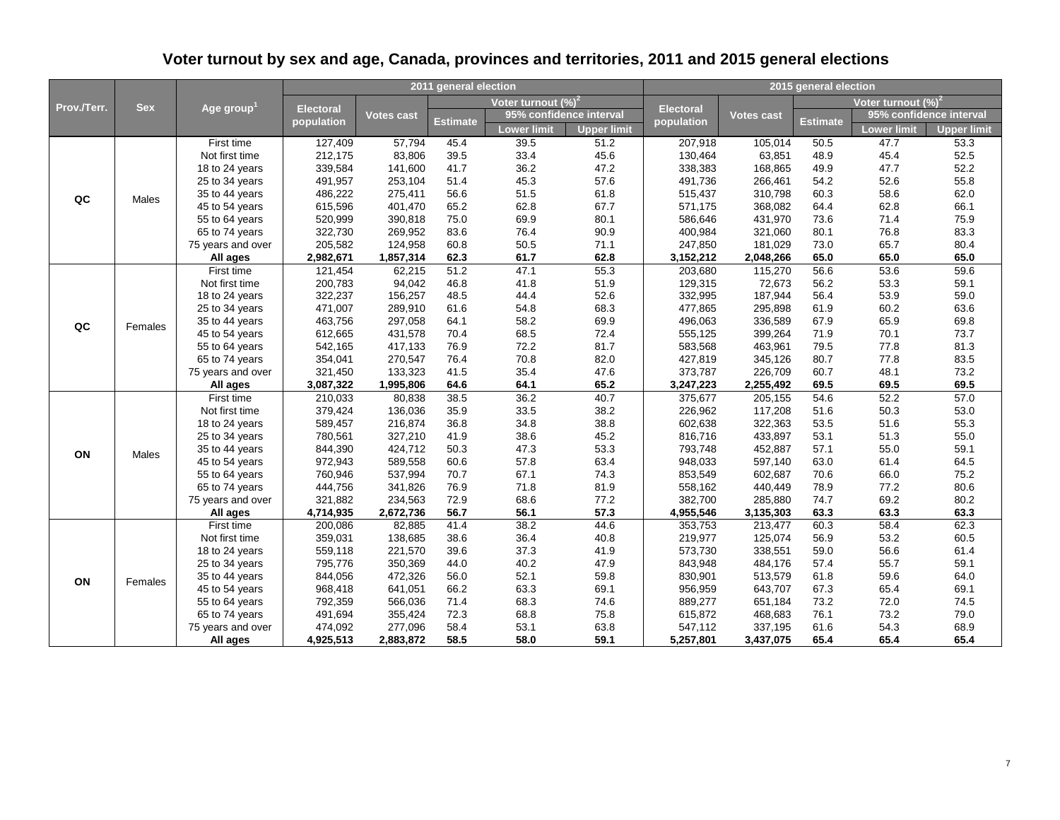# Voter turnout by sex and age, Canada, provinces and territories, 2011 and 2015 general elections

| Prov./Terr. | Sex | Age group[1] | 2011 general election | | | | | 2015 general election | | | | |
|---|---|---|---|---|---|---|---|---|---|---|---|---|
| | | | Electoral population | Votes cast | Voter turnout (%)[2] | | | Electoral population | Votes cast | Voter turnout (%)[2] | | |
| | | | | | Estimate | 95% confidence interval | | | | Estimate | 95% confidence interval | |
| | | | | | | Lower limit | Upper limit | | | | Lower limit | Upper limit |
| QC | Males | First time | 127,409 | 57,794 | 45.4 | 39.5 | 51.2 | 207,918 | 105,014 | 50.5 | 47.7 | 53.3 |
| | | Not first time | 212,175 | 83,806 | 39.5 | 33.4 | 45.6 | 130,464 | 63,851 | 48.9 | 45.4 | 52.5 |
| | | 18 to 24 years | 339,584 | 141,600 | 41.7 | 36.2 | 47.2 | 338,383 | 168,865 | 49.9 | 47.7 | 52.2 |
| | | 25 to 34 years | 491,957 | 253,104 | 51.4 | 45.3 | 57.6 | 491,736 | 266,461 | 54.2 | 52.6 | 55.8 |
| | | 35 to 44 years | 486,222 | 275,411 | 56.6 | 51.5 | 61.8 | 515,437 | 310,798 | 60.3 | 58.6 | 62.0 |
| | | 45 to 54 years | 615,596 | 401,470 | 65.2 | 62.8 | 67.7 | 571,175 | 368,082 | 64.4 | 62.8 | 66.1 |
| | | 55 to 64 years | 520,999 | 390,818 | 75.0 | 69.9 | 80.1 | 586,646 | 431,970 | 73.6 | 71.4 | 75.9 |
| | | 65 to 74 years | 322,730 | 269,952 | 83.6 | 76.4 | 90.9 | 400,984 | 321,060 | 80.1 | 76.8 | 83.3 |
| | | 75 years and over | 205,582 | 124,958 | 60.8 | 50.5 | 71.1 | 247,850 | 181,029 | 73.0 | 65.7 | 80.4 |
| | | **All ages** | **2,982,671** | **1,857,314** | **62.3** | **61.7** | **62.8** | **3,152,212** | **2,048,266** | **65.0** | **65.0** | **65.0** |
| QC | Females | First time | 121,454 | 62,215 | 51.2 | 47.1 | 55.3 | 203,680 | 115,270 | 56.6 | 53.6 | 59.6 |
| | | Not first time | 200,783 | 94,042 | 46.8 | 41.8 | 51.9 | 129,315 | 72,673 | 56.2 | 53.3 | 59.1 |
| | | 18 to 24 years | 322,237 | 156,257 | 48.5 | 44.4 | 52.6 | 332,995 | 187,944 | 56.4 | 53.9 | 59.0 |
| | | 25 to 34 years | 471,007 | 289,910 | 61.6 | 54.8 | 68.3 | 477,865 | 295,898 | 61.9 | 60.2 | 63.6 |
| | | 35 to 44 years | 463,756 | 297,058 | 64.1 | 58.2 | 69.9 | 496,063 | 336,589 | 67.9 | 65.9 | 69.8 |
| | | 45 to 54 years | 612,665 | 431,578 | 70.4 | 68.5 | 72.4 | 555,125 | 399,264 | 71.9 | 70.1 | 73.7 |
| | | 55 to 64 years | 542,165 | 417,133 | 76.9 | 72.2 | 81.7 | 583,568 | 463,961 | 79.5 | 77.8 | 81.3 |
| | | 65 to 74 years | 354,041 | 270,547 | 76.4 | 70.8 | 82.0 | 427,819 | 345,126 | 80.7 | 77.8 | 83.5 |
| | | 75 years and over | 321,450 | 133,323 | 41.5 | 35.4 | 47.6 | 373,787 | 226,709 | 60.7 | 48.1 | 73.2 |
| | | **All ages** | **3,087,322** | **1,995,806** | **64.6** | **64.1** | **65.2** | **3,247,223** | **2,255,492** | **69.5** | **69.5** | **69.5** |
| ON | Males | First time | 210,033 | 80,838 | 38.5 | 36.2 | 40.7 | 375,677 | 205,155 | 54.6 | 52.2 | 57.0 |
| | | Not first time | 379,424 | 136,036 | 35.9 | 33.5 | 38.2 | 226,962 | 117,208 | 51.6 | 50.3 | 53.0 |
| | | 18 to 24 years | 589,457 | 216,874 | 36.8 | 34.8 | 38.8 | 602,638 | 322,363 | 53.5 | 51.6 | 55.3 |
| | | 25 to 34 years | 780,561 | 327,210 | 41.9 | 38.6 | 45.2 | 816,716 | 433,897 | 53.1 | 51.3 | 55.0 |
| | | 35 to 44 years | 844,390 | 424,712 | 50.3 | 47.3 | 53.3 | 793,748 | 452,887 | 57.1 | 55.0 | 59.1 |
| | | 45 to 54 years | 972,943 | 589,558 | 60.6 | 57.8 | 63.4 | 948,033 | 597,140 | 63.0 | 61.4 | 64.5 |
| | | 55 to 64 years | 760,946 | 537,994 | 70.7 | 67.1 | 74.3 | 853,549 | 602,687 | 70.6 | 66.0 | 75.2 |
| | | 65 to 74 years | 444,756 | 341,826 | 76.9 | 71.8 | 81.9 | 558,162 | 440,449 | 78.9 | 77.2 | 80.6 |
| | | 75 years and over | 321,882 | 234,563 | 72.9 | 68.6 | 77.2 | 382,700 | 285,880 | 74.7 | 69.2 | 80.2 |
| | | **All ages** | **4,714,935** | **2,672,736** | **56.7** | **56.1** | **57.3** | **4,955,546** | **3,135,303** | **63.3** | **63.3** | **63.3** |
| ON | Females | First time | 200,086 | 82,885 | 41.4 | 38.2 | 44.6 | 353,753 | 213,477 | 60.3 | 58.4 | 62.3 |
| | | Not first time | 359,031 | 138,685 | 38.6 | 36.4 | 40.8 | 219,977 | 125,074 | 56.9 | 53.2 | 60.5 |
| | | 18 to 24 years | 559,118 | 221,570 | 39.6 | 37.3 | 41.9 | 573,730 | 338,551 | 59.0 | 56.6 | 61.4 |
| | | 25 to 34 years | 795,776 | 350,369 | 44.0 | 40.2 | 47.9 | 843,948 | 484,176 | 57.4 | 55.7 | 59.1 |
| | | 35 to 44 years | 844,056 | 472,326 | 56.0 | 52.1 | 59.8 | 830,901 | 513,579 | 61.8 | 59.6 | 64.0 |
| | | 45 to 54 years | 968,418 | 641,051 | 66.2 | 63.3 | 69.1 | 956,959 | 643,707 | 67.3 | 65.4 | 69.1 |
| | | 55 to 64 years | 792,359 | 566,036 | 71.4 | 68.3 | 74.6 | 889,277 | 651,184 | 73.2 | 72.0 | 74.5 |
| | | 65 to 74 years | 491,694 | 355,424 | 72.3 | 68.8 | 75.8 | 615,872 | 468,683 | 76.1 | 73.2 | 79.0 |
| | | 75 years and over | 474,092 | 277,096 | 58.4 | 53.1 | 63.8 | 547,112 | 337,195 | 61.6 | 54.3 | 68.9 |
| | | **All ages** | **4,925,513** | **2,883,872** | **58.5** | **58.0** | **59.1** | **5,257,801** | **3,437,075** | **65.4** | **65.4** | **65.4** |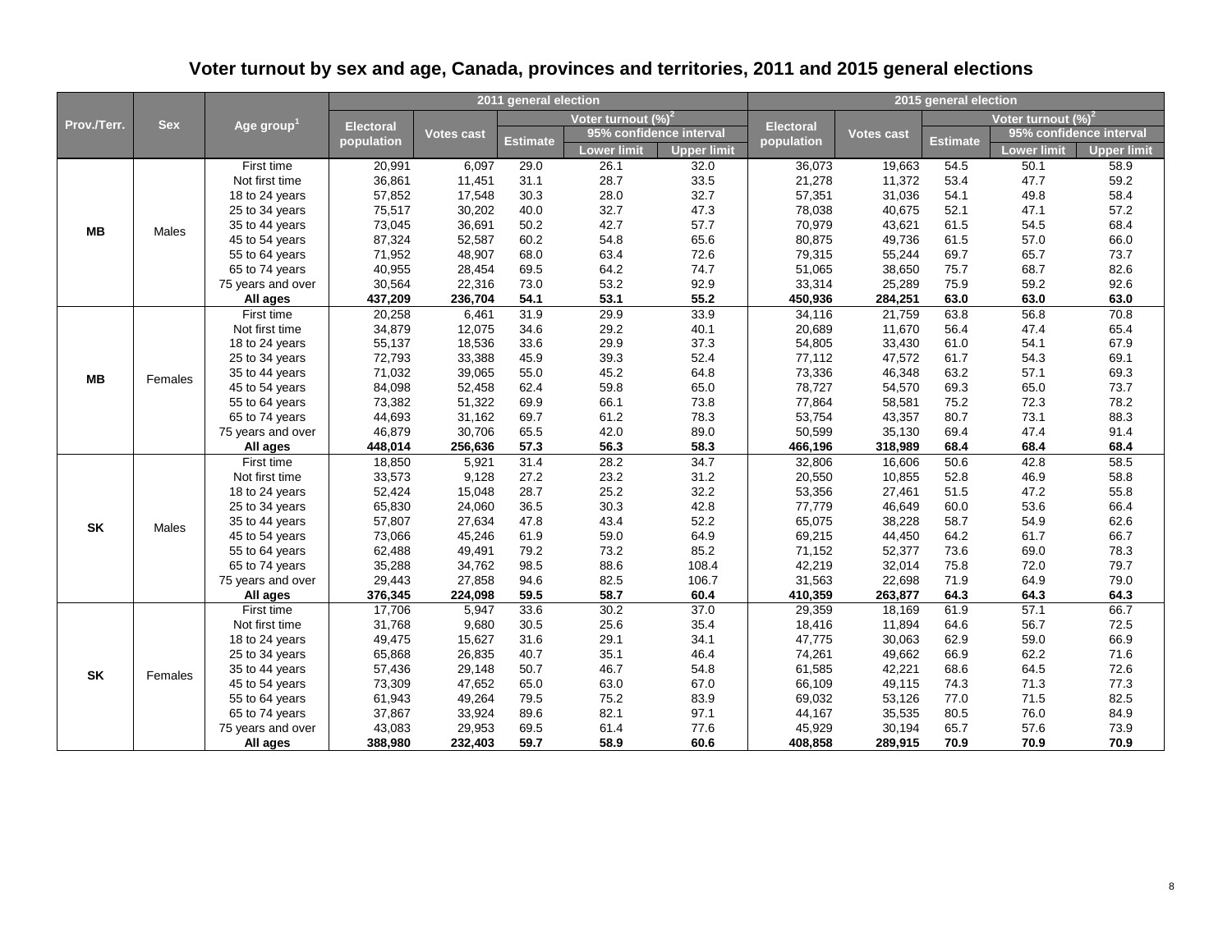# Voter turnout by sex and age, Canada, provinces and territories, 2011 and 2015 general elections

| Prov./Terr. | Sex | Age group[1] | 2011 general election | | | | | 2015 general election | | | | |
|---|---|---|---|---|---|---|---|---|---|---|---|---|
| | | | Electoral population | Votes cast | Voter turnout (%)[2] | | | Electoral population | Votes cast | Voter turnout (%)[2] | | |
| | | | | | Estimate | 95% confidence interval | | | | Estimate | 95% confidence interval | |
| | | | | | | Lower limit | Upper limit | | | | Lower limit | Upper limit |
| MB | Males | First time | 20,991 | 6,097 | 29.0 | 26.1 | 32.0 | 36,073 | 19,663 | 54.5 | 50.1 | 58.9 |
| | | Not first time | 36,861 | 11,451 | 31.1 | 28.7 | 33.5 | 21,278 | 11,372 | 53.4 | 47.7 | 59.2 |
| | | 18 to 24 years | 57,852 | 17,548 | 30.3 | 28.0 | 32.7 | 57,351 | 31,036 | 54.1 | 49.8 | 58.4 |
| | | 25 to 34 years | 75,517 | 30,202 | 40.0 | 32.7 | 47.3 | 78,038 | 40,675 | 52.1 | 47.1 | 57.2 |
| | | 35 to 44 years | 73,045 | 36,691 | 50.2 | 42.7 | 57.7 | 70,979 | 43,621 | 61.5 | 54.5 | 68.4 |
| | | 45 to 54 years | 87,324 | 52,587 | 60.2 | 54.8 | 65.6 | 80,875 | 49,736 | 61.5 | 57.0 | 66.0 |
| | | 55 to 64 years | 71,952 | 48,907 | 68.0 | 63.4 | 72.6 | 79,315 | 55,244 | 69.7 | 65.7 | 73.7 |
| | | 65 to 74 years | 40,955 | 28,454 | 69.5 | 64.2 | 74.7 | 51,065 | 38,650 | 75.7 | 68.7 | 82.6 |
| | | 75 years and over | 30,564 | 22,316 | 73.0 | 53.2 | 92.9 | 33,314 | 25,289 | 75.9 | 59.2 | 92.6 |
| | | **All ages** | **437,209** | **236,704** | **54.1** | **53.1** | **55.2** | **450,936** | **284,251** | **63.0** | **63.0** | **63.0** |
| MB | Females | First time | 20,258 | 6,461 | 31.9 | 29.9 | 33.9 | 34,116 | 21,759 | 63.8 | 56.8 | 70.8 |
| | | Not first time | 34,879 | 12,075 | 34.6 | 29.2 | 40.1 | 20,689 | 11,670 | 56.4 | 47.4 | 65.4 |
| | | 18 to 24 years | 55,137 | 18,536 | 33.6 | 29.9 | 37.3 | 54,805 | 33,430 | 61.0 | 54.1 | 67.9 |
| | | 25 to 34 years | 72,793 | 33,388 | 45.9 | 39.3 | 52.4 | 77,112 | 47,572 | 61.7 | 54.3 | 69.1 |
| | | 35 to 44 years | 71,032 | 39,065 | 55.0 | 45.2 | 64.8 | 73,336 | 46,348 | 63.2 | 57.1 | 69.3 |
| | | 45 to 54 years | 84,098 | 52,458 | 62.4 | 59.8 | 65.0 | 78,727 | 54,570 | 69.3 | 65.0 | 73.7 |
| | | 55 to 64 years | 73,382 | 51,322 | 69.9 | 66.1 | 73.8 | 77,864 | 58,581 | 75.2 | 72.3 | 78.2 |
| | | 65 to 74 years | 44,693 | 31,162 | 69.7 | 61.2 | 78.3 | 53,754 | 43,357 | 80.7 | 73.1 | 88.3 |
| | | 75 years and over | 46,879 | 30,706 | 65.5 | 42.0 | 89.0 | 50,599 | 35,130 | 69.4 | 47.4 | 91.4 |
| | | **All ages** | **448,014** | **256,636** | **57.3** | **56.3** | **58.3** | **466,196** | **318,989** | **68.4** | **68.4** | **68.4** |
| SK | Males | First time | 18,850 | 5,921 | 31.4 | 28.2 | 34.7 | 32,806 | 16,606 | 50.6 | 42.8 | 58.5 |
| | | Not first time | 33,573 | 9,128 | 27.2 | 23.2 | 31.2 | 20,550 | 10,855 | 52.8 | 46.9 | 58.8 |
| | | 18 to 24 years | 52,424 | 15,048 | 28.7 | 25.2 | 32.2 | 53,356 | 27,461 | 51.5 | 47.2 | 55.8 |
| | | 25 to 34 years | 65,830 | 24,060 | 36.5 | 30.3 | 42.8 | 77,779 | 46,649 | 60.0 | 53.6 | 66.4 |
| | | 35 to 44 years | 57,807 | 27,634 | 47.8 | 43.4 | 52.2 | 65,075 | 38,228 | 58.7 | 54.9 | 62.6 |
| | | 45 to 54 years | 73,066 | 45,246 | 61.9 | 59.0 | 64.9 | 69,215 | 44,450 | 64.2 | 61.7 | 66.7 |
| | | 55 to 64 years | 62,488 | 49,491 | 79.2 | 73.2 | 85.2 | 71,152 | 52,377 | 73.6 | 69.0 | 78.3 |
| | | 65 to 74 years | 35,288 | 34,762 | 98.5 | 88.6 | 108.4 | 42,219 | 32,014 | 75.8 | 72.0 | 79.7 |
| | | 75 years and over | 29,443 | 27,858 | 94.6 | 82.5 | 106.7 | 31,563 | 22,698 | 71.9 | 64.9 | 79.0 |
| | | **All ages** | **376,345** | **224,098** | **59.5** | **58.7** | **60.4** | **410,359** | **263,877** | **64.3** | **64.3** | **64.3** |
| SK | Females | First time | 17,706 | 5,947 | 33.6 | 30.2 | 37.0 | 29,359 | 18,169 | 61.9 | 57.1 | 66.7 |
| | | Not first time | 31,768 | 9,680 | 30.5 | 25.6 | 35.4 | 18,416 | 11,894 | 64.6 | 56.7 | 72.5 |
| | | 18 to 24 years | 49,475 | 15,627 | 31.6 | 29.1 | 34.1 | 47,775 | 30,063 | 62.9 | 59.0 | 66.9 |
| | | 25 to 34 years | 65,868 | 26,835 | 40.7 | 35.1 | 46.4 | 74,261 | 49,662 | 66.9 | 62.2 | 71.6 |
| | | 35 to 44 years | 57,436 | 29,148 | 50.7 | 46.7 | 54.8 | 61,585 | 42,221 | 68.6 | 64.5 | 72.6 |
| | | 45 to 54 years | 73,309 | 47,652 | 65.0 | 63.0 | 67.0 | 66,109 | 49,115 | 74.3 | 71.3 | 77.3 |
| | | 55 to 64 years | 61,943 | 49,264 | 79.5 | 75.2 | 83.9 | 69,032 | 53,126 | 77.0 | 71.5 | 82.5 |
| | | 65 to 74 years | 37,867 | 33,924 | 89.6 | 82.1 | 97.1 | 44,167 | 35,535 | 80.5 | 76.0 | 84.9 |
| | | 75 years and over | 43,083 | 29,953 | 69.5 | 61.4 | 77.6 | 45,929 | 30,194 | 65.7 | 57.6 | 73.9 |
| | | **All ages** | **388,980** | **232,403** | **59.7** | **58.9** | **60.6** | **408,858** | **289,915** | **70.9** | **70.9** | **70.9** |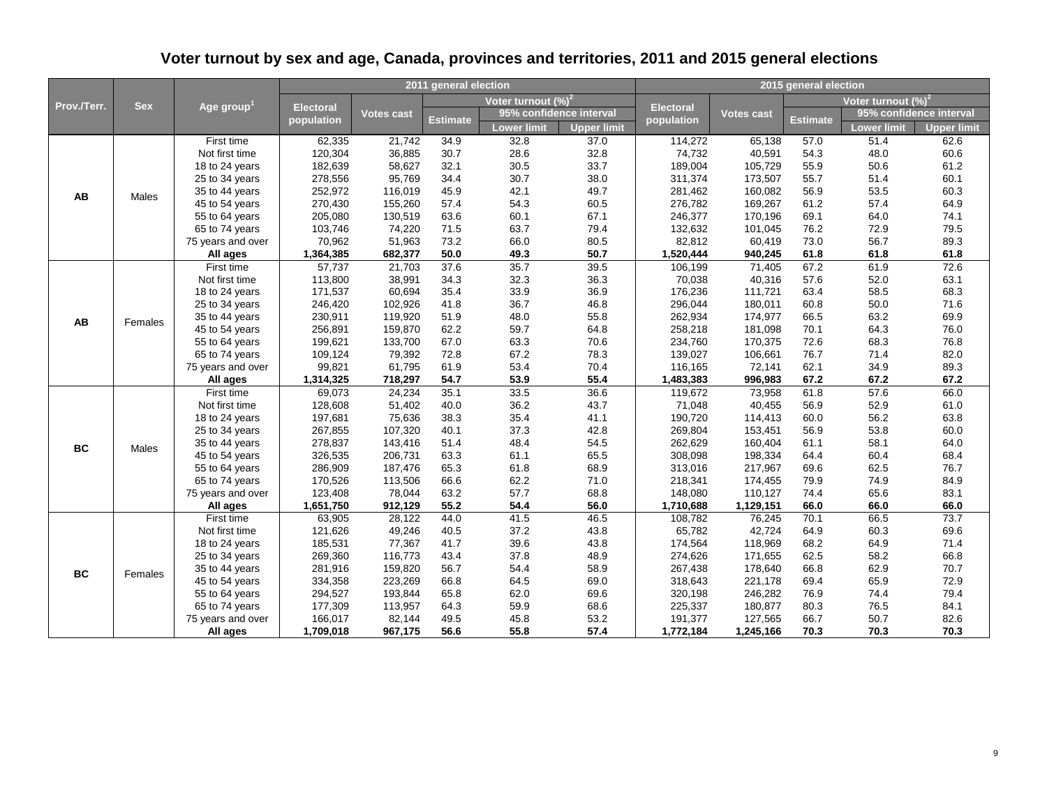# Voter turnout by sex and age, Canada, provinces and territories, 2011 and 2015 general elections

| Prov./Terr. | Sex | Age group[1] | 2011 general election | | | | | 2015 general election | | | | |
|---|---|---|---|---|---|---|---|---|---|---|---|---|
| | | | Electoral population | Votes cast | Voter turnout (%)[2] | | | Electoral population | Votes cast | Voter turnout (%)[2] | | |
| | | | | | Estimate | 95% confidence interval | | | | Estimate | 95% confidence interval | |
| | | | | | | Lower limit | Upper limit | | | | Lower limit | Upper limit |
| AB | Males | First time | 62,335 | 21,742 | 34.9 | 32.8 | 37.0 | 114,272 | 65,138 | 57.0 | 51.4 | 62.6 |
| | | Not first time | 120,304 | 36,885 | 30.7 | 28.6 | 32.8 | 74,732 | 40,591 | 54.3 | 48.0 | 60.6 |
| | | 18 to 24 years | 182,639 | 58,627 | 32.1 | 30.5 | 33.7 | 189,004 | 105,729 | 55.9 | 50.6 | 61.2 |
| | | 25 to 34 years | 278,556 | 95,769 | 34.4 | 30.7 | 38.0 | 311,374 | 173,507 | 55.7 | 51.4 | 60.1 |
| | | 35 to 44 years | 252,972 | 116,019 | 45.9 | 42.1 | 49.7 | 281,462 | 160,082 | 56.9 | 53.5 | 60.3 |
| | | 45 to 54 years | 270,430 | 155,260 | 57.4 | 54.3 | 60.5 | 276,782 | 169,267 | 61.2 | 57.4 | 64.9 |
| | | 55 to 64 years | 205,080 | 130,519 | 63.6 | 60.1 | 67.1 | 246,377 | 170,196 | 69.1 | 64.0 | 74.1 |
| | | 65 to 74 years | 103,746 | 74,220 | 71.5 | 63.7 | 79.4 | 132,632 | 101,045 | 76.2 | 72.9 | 79.5 |
| | | 75 years and over | 70,962 | 51,963 | 73.2 | 66.0 | 80.5 | 82,812 | 60,419 | 73.0 | 56.7 | 89.3 |
| | | **All ages** | **1,364,385** | **682,377** | **50.0** | **49.3** | **50.7** | **1,520,444** | **940,245** | **61.8** | **61.8** | **61.8** |
| AB | Females | First time | 57,737 | 21,703 | 37.6 | 35.7 | 39.5 | 106,199 | 71,405 | 67.2 | 61.9 | 72.6 |
| | | Not first time | 113,800 | 38,991 | 34.3 | 32.3 | 36.3 | 70,038 | 40,316 | 57.6 | 52.0 | 63.1 |
| | | 18 to 24 years | 171,537 | 60,694 | 35.4 | 33.9 | 36.9 | 176,236 | 111,721 | 63.4 | 58.5 | 68.3 |
| | | 25 to 34 years | 246,420 | 102,926 | 41.8 | 36.7 | 46.8 | 296,044 | 180,011 | 60.8 | 50.0 | 71.6 |
| | | 35 to 44 years | 230,911 | 119,920 | 51.9 | 48.0 | 55.8 | 262,934 | 174,977 | 66.5 | 63.2 | 69.9 |
| | | 45 to 54 years | 256,891 | 159,870 | 62.2 | 59.7 | 64.8 | 258,218 | 181,098 | 70.1 | 64.3 | 76.0 |
| | | 55 to 64 years | 199,621 | 133,700 | 67.0 | 63.3 | 70.6 | 234,760 | 170,375 | 72.6 | 68.3 | 76.8 |
| | | 65 to 74 years | 109,124 | 79,392 | 72.8 | 67.2 | 78.3 | 139,027 | 106,661 | 76.7 | 71.4 | 82.0 |
| | | 75 years and over | 99,821 | 61,795 | 61.9 | 53.4 | 70.4 | 116,165 | 72,141 | 62.1 | 34.9 | 89.3 |
| | | **All ages** | **1,314,325** | **718,297** | **54.7** | **53.9** | **55.4** | **1,483,383** | **996,983** | **67.2** | **67.2** | **67.2** |
| BC | Males | First time | 69,073 | 24,234 | 35.1 | 33.5 | 36.6 | 119,672 | 73,958 | 61.8 | 57.6 | 66.0 |
| | | Not first time | 128,608 | 51,402 | 40.0 | 36.2 | 43.7 | 71,048 | 40,455 | 56.9 | 52.9 | 61.0 |
| | | 18 to 24 years | 197,681 | 75,636 | 38.3 | 35.4 | 41.1 | 190,720 | 114,413 | 60.0 | 56.2 | 63.8 |
| | | 25 to 34 years | 267,855 | 107,320 | 40.1 | 37.3 | 42.8 | 269,804 | 153,451 | 56.9 | 53.8 | 60.0 |
| | | 35 to 44 years | 278,837 | 143,416 | 51.4 | 48.4 | 54.5 | 262,629 | 160,404 | 61.1 | 58.1 | 64.0 |
| | | 45 to 54 years | 326,535 | 206,731 | 63.3 | 61.1 | 65.5 | 308,098 | 198,334 | 64.4 | 60.4 | 68.4 |
| | | 55 to 64 years | 286,909 | 187,476 | 65.3 | 61.8 | 68.9 | 313,016 | 217,967 | 69.6 | 62.5 | 76.7 |
| | | 65 to 74 years | 170,526 | 113,506 | 66.6 | 62.2 | 71.0 | 218,341 | 174,455 | 79.9 | 74.9 | 84.9 |
| | | 75 years and over | 123,408 | 78,044 | 63.2 | 57.7 | 68.8 | 148,080 | 110,127 | 74.4 | 65.6 | 83.1 |
| | | **All ages** | **1,651,750** | **912,129** | **55.2** | **54.4** | **56.0** | **1,710,688** | **1,129,151** | **66.0** | **66.0** | **66.0** |
| BC | Females | First time | 63,905 | 28,122 | 44.0 | 41.5 | 46.5 | 108,782 | 76,245 | 70.1 | 66.5 | 73.7 |
| | | Not first time | 121,626 | 49,246 | 40.5 | 37.2 | 43.8 | 65,782 | 42,724 | 64.9 | 60.3 | 69.6 |
| | | 18 to 24 years | 185,531 | 77,367 | 41.7 | 39.6 | 43.8 | 174,564 | 118,969 | 68.2 | 64.9 | 71.4 |
| | | 25 to 34 years | 269,360 | 116,773 | 43.4 | 37.8 | 48.9 | 274,626 | 171,655 | 62.5 | 58.2 | 66.8 |
| | | 35 to 44 years | 281,916 | 159,820 | 56.7 | 54.4 | 58.9 | 267,438 | 178,640 | 66.8 | 62.9 | 70.7 |
| | | 45 to 54 years | 334,358 | 223,269 | 66.8 | 64.5 | 69.0 | 318,643 | 221,178 | 69.4 | 65.9 | 72.9 |
| | | 55 to 64 years | 294,527 | 193,844 | 65.8 | 62.0 | 69.6 | 320,198 | 246,282 | 76.9 | 74.4 | 79.4 |
| | | 65 to 74 years | 177,309 | 113,957 | 64.3 | 59.9 | 68.6 | 225,337 | 180,877 | 80.3 | 76.5 | 84.1 |
| | | 75 years and over | 166,017 | 82,144 | 49.5 | 45.8 | 53.2 | 191,377 | 127,565 | 66.7 | 50.7 | 82.6 |
| | | **All ages** | **1,709,018** | **967,175** | **56.6** | **55.8** | **57.4** | **1,772,184** | **1,245,166** | **70.3** | **70.3** | **70.3** |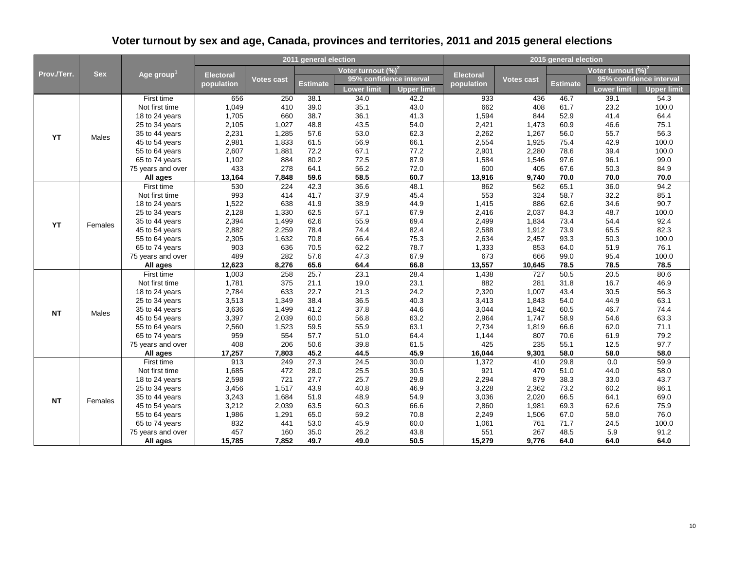# Voter turnout by sex and age, Canada, provinces and territories, 2011 and 2015 general elections

| Prov./Terr. | Sex | Age group[1] | 2011 general election | | | | | 2015 general election | | | | |
|---|---|---|---|---|---|---|---|---|---|---|---|---|
| | | | Electoral population | Votes cast | Voter turnout (%)[2] | | | Electoral population | Votes cast | Voter turnout (%)[2] | | |
| | | | | | Estimate | 95% confidence interval | | | | Estimate | 95% confidence interval | |
| | | | | | | Lower limit | Upper limit | | | | Lower limit | Upper limit |
| YT | Males | First time | 656 | 250 | 38.1 | 34.0 | 42.2 | 933 | 436 | 46.7 | 39.1 | 54.3 |
| | | Not first time | 1,049 | 410 | 39.0 | 35.1 | 43.0 | 662 | 408 | 61.7 | 23.2 | 100.0 |
| | | 18 to 24 years | 1,705 | 660 | 38.7 | 36.1 | 41.3 | 1,594 | 844 | 52.9 | 41.4 | 64.4 |
| | | 25 to 34 years | 2,105 | 1,027 | 48.8 | 43.5 | 54.0 | 2,421 | 1,473 | 60.9 | 46.6 | 75.1 |
| | | 35 to 44 years | 2,231 | 1,285 | 57.6 | 53.0 | 62.3 | 2,262 | 1,267 | 56.0 | 55.7 | 56.3 |
| | | 45 to 54 years | 2,981 | 1,833 | 61.5 | 56.9 | 66.1 | 2,554 | 1,925 | 75.4 | 42.9 | 100.0 |
| | | 55 to 64 years | 2,607 | 1,881 | 72.2 | 67.1 | 77.2 | 2,901 | 2,280 | 78.6 | 39.4 | 100.0 |
| | | 65 to 74 years | 1,102 | 884 | 80.2 | 72.5 | 87.9 | 1,584 | 1,546 | 97.6 | 96.1 | 99.0 |
| | | 75 years and over | 433 | 278 | 64.1 | 56.2 | 72.0 | 600 | 405 | 67.6 | 50.3 | 84.9 |
| | | **All ages** | **13,164** | **7,848** | **59.6** | **58.5** | **60.7** | **13,916** | **9,740** | **70.0** | **70.0** | **70.0** |
| YT | Females | First time | 530 | 224 | 42.3 | 36.6 | 48.1 | 862 | 562 | 65.1 | 36.0 | 94.2 |
| | | Not first time | 993 | 414 | 41.7 | 37.9 | 45.4 | 553 | 324 | 58.7 | 32.2 | 85.1 |
| | | 18 to 24 years | 1,522 | 638 | 41.9 | 38.9 | 44.9 | 1,415 | 886 | 62.6 | 34.6 | 90.7 |
| | | 25 to 34 years | 2,128 | 1,330 | 62.5 | 57.1 | 67.9 | 2,416 | 2,037 | 84.3 | 48.7 | 100.0 |
| | | 35 to 44 years | 2,394 | 1,499 | 62.6 | 55.9 | 69.4 | 2,499 | 1,834 | 73.4 | 54.4 | 92.4 |
| | | 45 to 54 years | 2,882 | 2,259 | 78.4 | 74.4 | 82.4 | 2,588 | 1,912 | 73.9 | 65.5 | 82.3 |
| | | 55 to 64 years | 2,305 | 1,632 | 70.8 | 66.4 | 75.3 | 2,634 | 2,457 | 93.3 | 50.3 | 100.0 |
| | | 65 to 74 years | 903 | 636 | 70.5 | 62.2 | 78.7 | 1,333 | 853 | 64.0 | 51.9 | 76.1 |
| | | 75 years and over | 489 | 282 | 57.6 | 47.3 | 67.9 | 673 | 666 | 99.0 | 95.4 | 100.0 |
| | | **All ages** | **12,623** | **8,276** | **65.6** | **64.4** | **66.8** | **13,557** | **10,645** | **78.5** | **78.5** | **78.5** |
| NT | Males | First time | 1,003 | 258 | 25.7 | 23.1 | 28.4 | 1,438 | 727 | 50.5 | 20.5 | 80.6 |
| | | Not first time | 1,781 | 375 | 21.1 | 19.0 | 23.1 | 882 | 281 | 31.8 | 16.7 | 46.9 |
| | | 18 to 24 years | 2,784 | 633 | 22.7 | 21.3 | 24.2 | 2,320 | 1,007 | 43.4 | 30.5 | 56.3 |
| | | 25 to 34 years | 3,513 | 1,349 | 38.4 | 36.5 | 40.3 | 3,413 | 1,843 | 54.0 | 44.9 | 63.1 |
| | | 35 to 44 years | 3,636 | 1,499 | 41.2 | 37.8 | 44.6 | 3,044 | 1,842 | 60.5 | 46.7 | 74.4 |
| | | 45 to 54 years | 3,397 | 2,039 | 60.0 | 56.8 | 63.2 | 2,964 | 1,747 | 58.9 | 54.6 | 63.3 |
| | | 55 to 64 years | 2,560 | 1,523 | 59.5 | 55.9 | 63.1 | 2,734 | 1,819 | 66.6 | 62.0 | 71.1 |
| | | 65 to 74 years | 959 | 554 | 57.7 | 51.0 | 64.4 | 1,144 | 807 | 70.6 | 61.9 | 79.2 |
| | | 75 years and over | 408 | 206 | 50.6 | 39.8 | 61.5 | 425 | 235 | 55.1 | 12.5 | 97.7 |
| | | **All ages** | **17,257** | **7,803** | **45.2** | **44.5** | **45.9** | **16,044** | **9,301** | **58.0** | **58.0** | **58.0** |
| NT | Females | First time | 913 | 249 | 27.3 | 24.5 | 30.0 | 1,372 | 410 | 29.8 | 0.0 | 59.9 |
| | | Not first time | 1,685 | 472 | 28.0 | 25.5 | 30.5 | 921 | 470 | 51.0 | 44.0 | 58.0 |
| | | 18 to 24 years | 2,598 | 721 | 27.7 | 25.7 | 29.8 | 2,294 | 879 | 38.3 | 33.0 | 43.7 |
| | | 25 to 34 years | 3,456 | 1,517 | 43.9 | 40.8 | 46.9 | 3,228 | 2,362 | 73.2 | 60.2 | 86.1 |
| | | 35 to 44 years | 3,243 | 1,684 | 51.9 | 48.9 | 54.9 | 3,036 | 2,020 | 66.5 | 64.1 | 69.0 |
| | | 45 to 54 years | 3,212 | 2,039 | 63.5 | 60.3 | 66.6 | 2,860 | 1,981 | 69.3 | 62.6 | 75.9 |
| | | 55 to 64 years | 1,986 | 1,291 | 65.0 | 59.2 | 70.8 | 2,249 | 1,506 | 67.0 | 58.0 | 76.0 |
| | | 65 to 74 years | 832 | 441 | 53.0 | 45.9 | 60.0 | 1,061 | 761 | 71.7 | 24.5 | 100.0 |
| | | 75 years and over | 457 | 160 | 35.0 | 26.2 | 43.8 | 551 | 267 | 48.5 | 5.9 | 91.2 |
| | | **All ages** | **15,785** | **7,852** | **49.7** | **49.0** | **50.5** | **15,279** | **9,776** | **64.0** | **64.0** | **64.0** |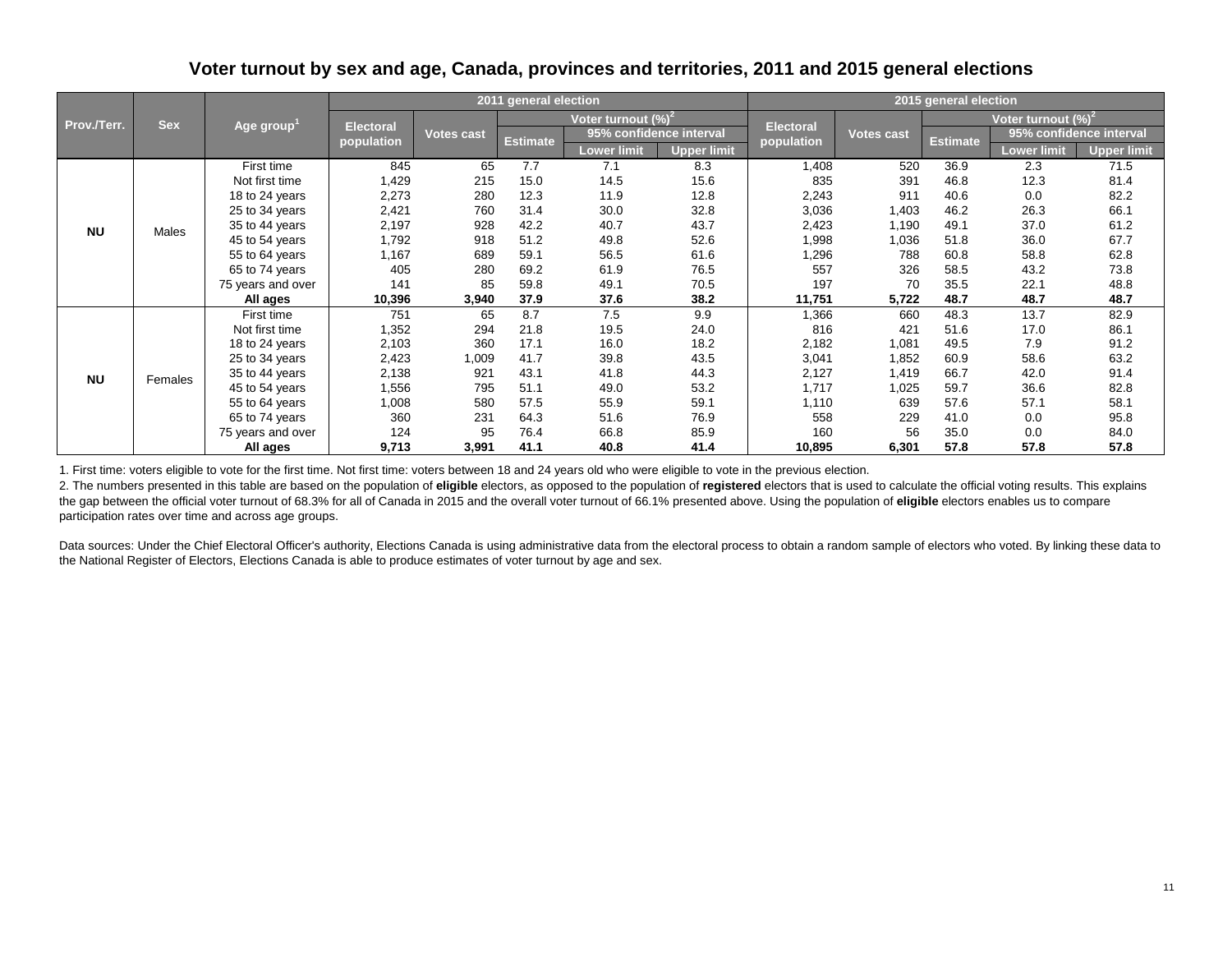# Voter turnout by sex and age, Canada, provinces and territories, 2011 and 2015 general elections

| Prov./Terr. | Sex | Age group[1] | 2011 general election | | | | | 2015 general election | | | | |
|---|---|---|---|---|---|---|---|---|---|---|---|---|
| | | | Electoral population | Votes cast | Voter turnout (%)[2] | | | Electoral population | Votes cast | Voter turnout (%)[2] | | |
| | | | | | Estimate | 95% confidence interval | | | | Estimate | 95% confidence interval | |
| | | | | | | Lower limit | Upper limit | | | | Lower limit | Upper limit |
| NU | Males | First time | 845 | 65 | 7.7 | 7.1 | 8.3 | 1,408 | 520 | 36.9 | 2.3 | 71.5 |
| | | Not first time | 1,429 | 215 | 15.0 | 14.5 | 15.6 | 835 | 391 | 46.8 | 12.3 | 81.4 |
| | | 18 to 24 years | 2,273 | 280 | 12.3 | 11.9 | 12.8 | 2,243 | 911 | 40.6 | 0.0 | 82.2 |
| | | 25 to 34 years | 2,421 | 760 | 31.4 | 30.0 | 32.8 | 3,036 | 1,403 | 46.2 | 26.3 | 66.1 |
| | | 35 to 44 years | 2,197 | 928 | 42.2 | 40.7 | 43.7 | 2,423 | 1,190 | 49.1 | 37.0 | 61.2 |
| | | 45 to 54 years | 1,792 | 918 | 51.2 | 49.8 | 52.6 | 1,998 | 1,036 | 51.8 | 36.0 | 67.7 |
| | | 55 to 64 years | 1,167 | 689 | 59.1 | 56.5 | 61.6 | 1,296 | 788 | 60.8 | 58.8 | 62.8 |
| | | 65 to 74 years | 405 | 280 | 69.2 | 61.9 | 76.5 | 557 | 326 | 58.5 | 43.2 | 73.8 |
| | | 75 years and over | 141 | 85 | 59.8 | 49.1 | 70.5 | 197 | 70 | 35.5 | 22.1 | 48.8 |
| | | **All ages** | **10,396** | **3,940** | **37.9** | **37.6** | **38.2** | **11,751** | **5,722** | **48.7** | **48.7** | **48.7** |
| NU | Females | First time | 751 | 65 | 8.7 | 7.5 | 9.9 | 1,366 | 660 | 48.3 | 13.7 | 82.9 |
| | | Not first time | 1,352 | 294 | 21.8 | 19.5 | 24.0 | 816 | 421 | 51.6 | 17.0 | 86.1 |
| | | 18 to 24 years | 2,103 | 360 | 17.1 | 16.0 | 18.2 | 2,182 | 1,081 | 49.5 | 7.9 | 91.2 |
| | | 25 to 34 years | 2,423 | 1,009 | 41.7 | 39.8 | 43.5 | 3,041 | 1,852 | 60.9 | 58.6 | 63.2 |
| | | 35 to 44 years | 2,138 | 921 | 43.1 | 41.8 | 44.3 | 2,127 | 1,419 | 66.7 | 42.0 | 91.4 |
| | | 45 to 54 years | 1,556 | 795 | 51.1 | 49.0 | 53.2 | 1,717 | 1,025 | 59.7 | 36.6 | 82.8 |
| | | 55 to 64 years | 1,008 | 580 | 57.5 | 55.9 | 59.1 | 1,110 | 639 | 57.6 | 57.1 | 58.1 |
| | | 65 to 74 years | 360 | 231 | 64.3 | 51.6 | 76.9 | 558 | 229 | 41.0 | 0.0 | 95.8 |
| | | 75 years and over | 124 | 95 | 76.4 | 66.8 | 85.9 | 160 | 56 | 35.0 | 0.0 | 84.0 |
| | | **All ages** | **9,713** | **3,991** | **41.1** | **40.8** | **41.4** | **10,895** | **6,301** | **57.8** | **57.8** | **57.8** |

1. First time: voters eligible to vote for the first time. Not first time: voters between 18 and 24 years old who were eligible to vote in the previous election.

2. The numbers presented in this table are based on the population of **eligible** electors, as opposed to the population of **registered** electors that is used to calculate the official voting results. This explains the gap between the official voter turnout of 68.3% for all of Canada in 2015 and the overall voter turnout of 66.1% presented above. Using the population of **eligible** electors enables us to compare participation rates over time and across age groups.

Data sources: Under the Chief Electoral Officer's authority, Elections Canada is using administrative data from the electoral process to obtain a random sample of electors who voted. By linking these data to the National Register of Electors, Elections Canada is able to produce estimates of voter turnout by age and sex.